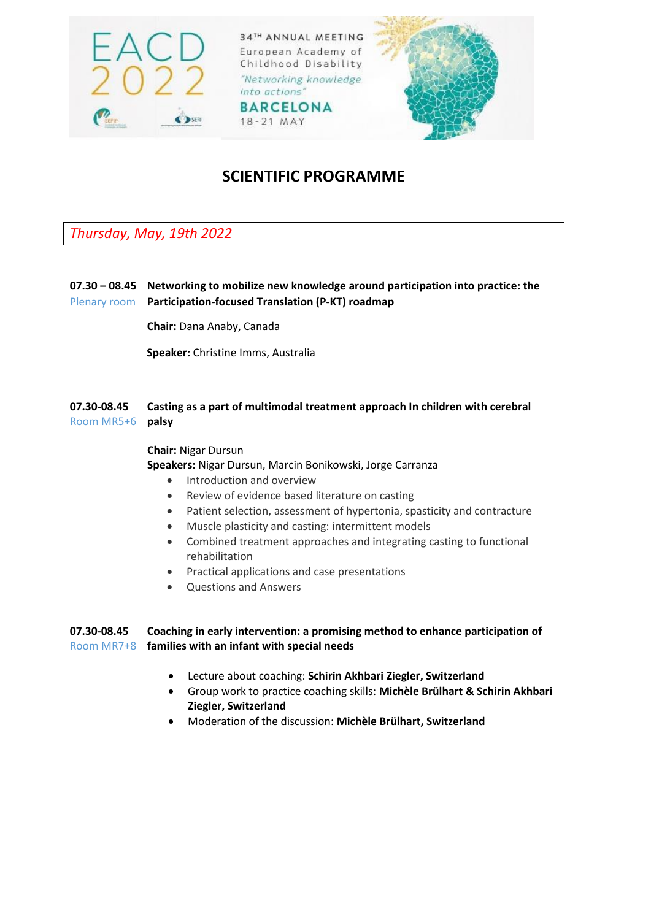EACD 2022

34TH ANNUAL MEETING
European Academy of Childhood Disability
*"Networking knowledge into actions"*
BARCELONA
18-21 MAY

# SCIENTIFIC PROGRAMME

## *Thursday, May, 19th 2022*

**07.30 – 08.45** **Networking to mobilize new knowledge around participation into practice: the Participation-focused Translation (P-KT) roadmap**
Plenary room

**Chair:** Dana Anaby, Canada

**Speaker:** Christine Imms, Australia

**07.30-08.45** **Casting as a part of multimodal treatment approach In children with cerebral palsy**
Room MR5+6

**Chair:** Nigar Dursun
**Speakers:** Nigar Dursun, Marcin Bonikowski, Jorge Carranza

- Introduction and overview
- Review of evidence based literature on casting
- Patient selection, assessment of hypertonia, spasticity and contracture
- Muscle plasticity and casting: intermittent models
- Combined treatment approaches and integrating casting to functional rehabilitation
- Practical applications and case presentations
- Questions and Answers

**07.30-08.45** **Coaching in early intervention: a promising method to enhance participation of families with an infant with special needs**
Room MR7+8

- Lecture about coaching: **Schirin Akhbari Ziegler, Switzerland**
- Group work to practice coaching skills: **Michèle Brülhart & Schirin Akhbari Ziegler, Switzerland**
- Moderation of the discussion: **Michèle Brülhart, Switzerland**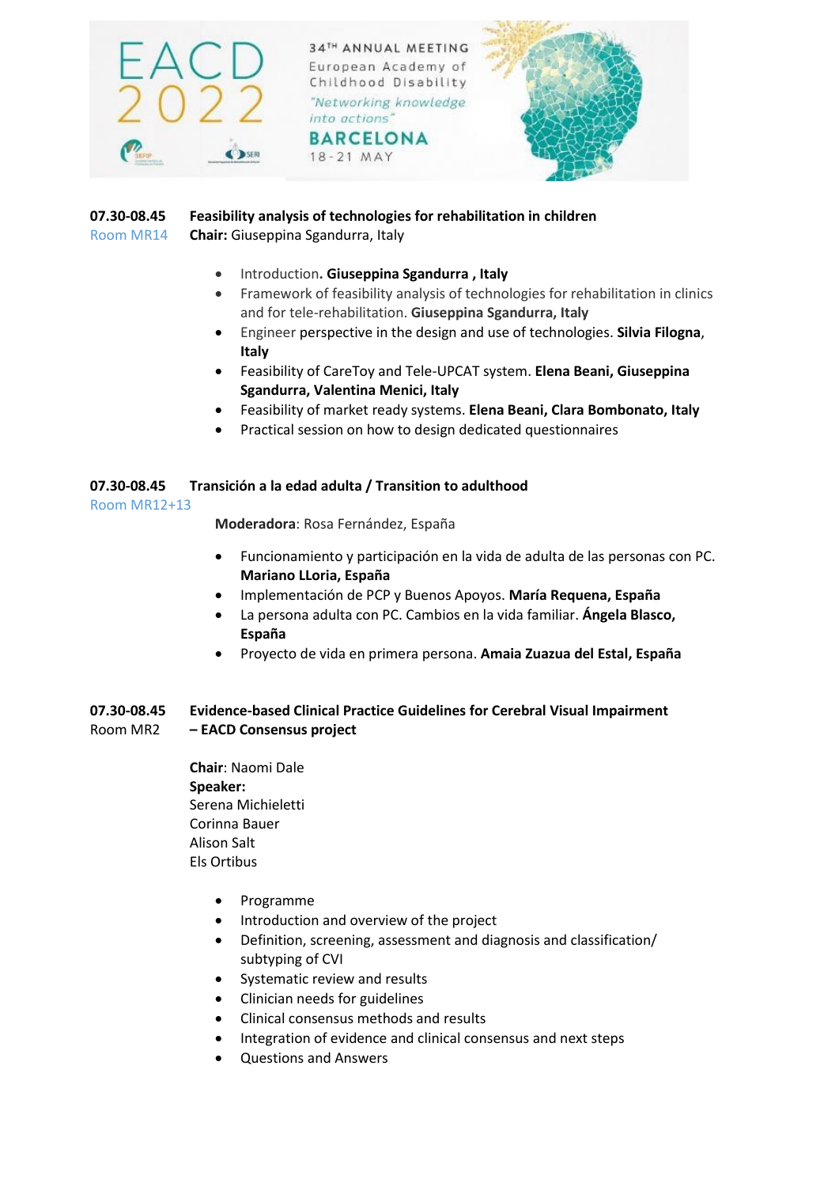**07.30-08.45** **Feasibility analysis of technologies for rehabilitation in children**
Room MR14 **Chair:** Giuseppina Sgandurra, Italy

- Introduction**. Giuseppina Sgandurra , Italy**
- Framework of feasibility analysis of technologies for rehabilitation in clinics and for tele-rehabilitation. **Giuseppina Sgandurra, Italy**
- Engineer perspective in the design and use of technologies. **Silvia Filogna**, **Italy**
- Feasibility of CareToy and Tele-UPCAT system. **Elena Beani, Giuseppina Sgandurra, Valentina Menici, Italy**
- Feasibility of market ready systems. **Elena Beani, Clara Bombonato, Italy**
- Practical session on how to design dedicated questionnaires

**07.30-08.45** **Transición a la edad adulta / Transition to adulthood**
Room MR12+13

**Moderadora**: Rosa Fernández, España

- Funcionamiento y participación en la vida de adulta de las personas con PC. **Mariano LLoria, España**
- Implementación de PCP y Buenos Apoyos. **María Requena, España**
- La persona adulta con PC. Cambios en la vida familiar. **Ángela Blasco, España**
- Proyecto de vida en primera persona. **Amaia Zuazua del Estal, España**

**07.30-08.45** **Evidence-based Clinical Practice Guidelines for Cerebral Visual Impairment – EACD Consensus project**
Room MR2

**Chair**: Naomi Dale
**Speaker:**
Serena Michieletti
Corinna Bauer
Alison Salt
Els Ortibus

- Programme
- Introduction and overview of the project
- Definition, screening, assessment and diagnosis and classification/ subtyping of CVI
- Systematic review and results
- Clinician needs for guidelines
- Clinical consensus methods and results
- Integration of evidence and clinical consensus and next steps
- Questions and Answers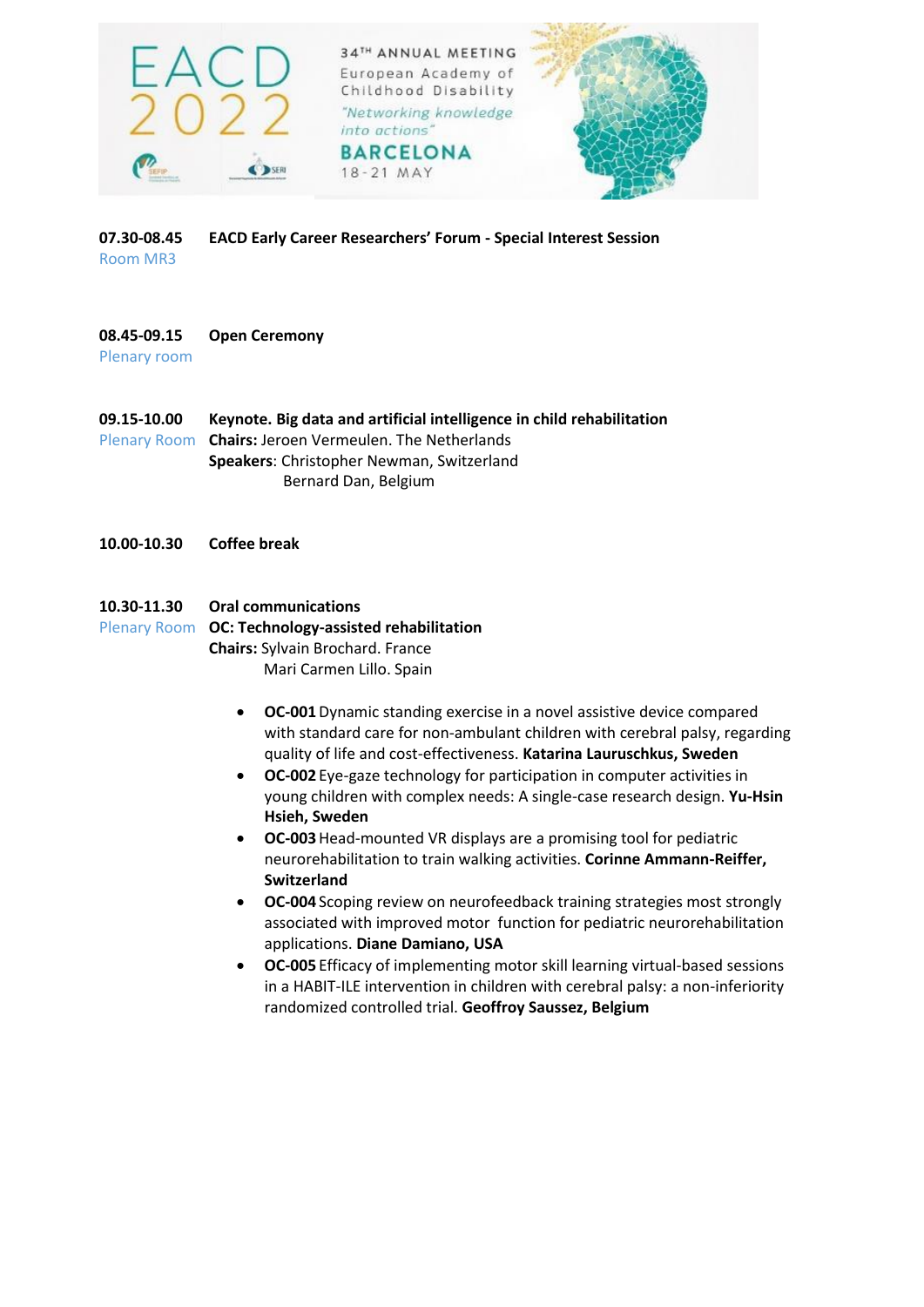**07.30-08.45** **EACD Early Career Researchers' Forum - Special Interest Session**
Room MR3

**08.45-09.15** **Open Ceremony**
Plenary room

**09.15-10.00** **Keynote. Big data and artificial intelligence in child rehabilitation**
Plenary Room
**Chairs:** Jeroen Vermeulen. The Netherlands
**Speakers**: Christopher Newman, Switzerland
Bernard Dan, Belgium

**10.00-10.30** **Coffee break**

**10.30-11.30** **Oral communications**
Plenary Room
**OC: Technology-assisted rehabilitation**
**Chairs:** Sylvain Brochard. France
Mari Carmen Lillo. Spain

- **OC-001** Dynamic standing exercise in a novel assistive device compared with standard care for non-ambulant children with cerebral palsy, regarding quality of life and cost-effectiveness. **Katarina Lauruschkus, Sweden**
- **OC-002** Eye-gaze technology for participation in computer activities in young children with complex needs: A single-case research design. **Yu-Hsin Hsieh, Sweden**
- **OC-003** Head-mounted VR displays are a promising tool for pediatric neurorehabilitation to train walking activities. **Corinne Ammann-Reiffer, Switzerland**
- **OC-004** Scoping review on neurofeedback training strategies most strongly associated with improved motor function for pediatric neurorehabilitation applications. **Diane Damiano, USA**
- **OC-005** Efficacy of implementing motor skill learning virtual-based sessions in a HABIT-ILE intervention in children with cerebral palsy: a non-inferiority randomized controlled trial. **Geoffroy Saussez, Belgium**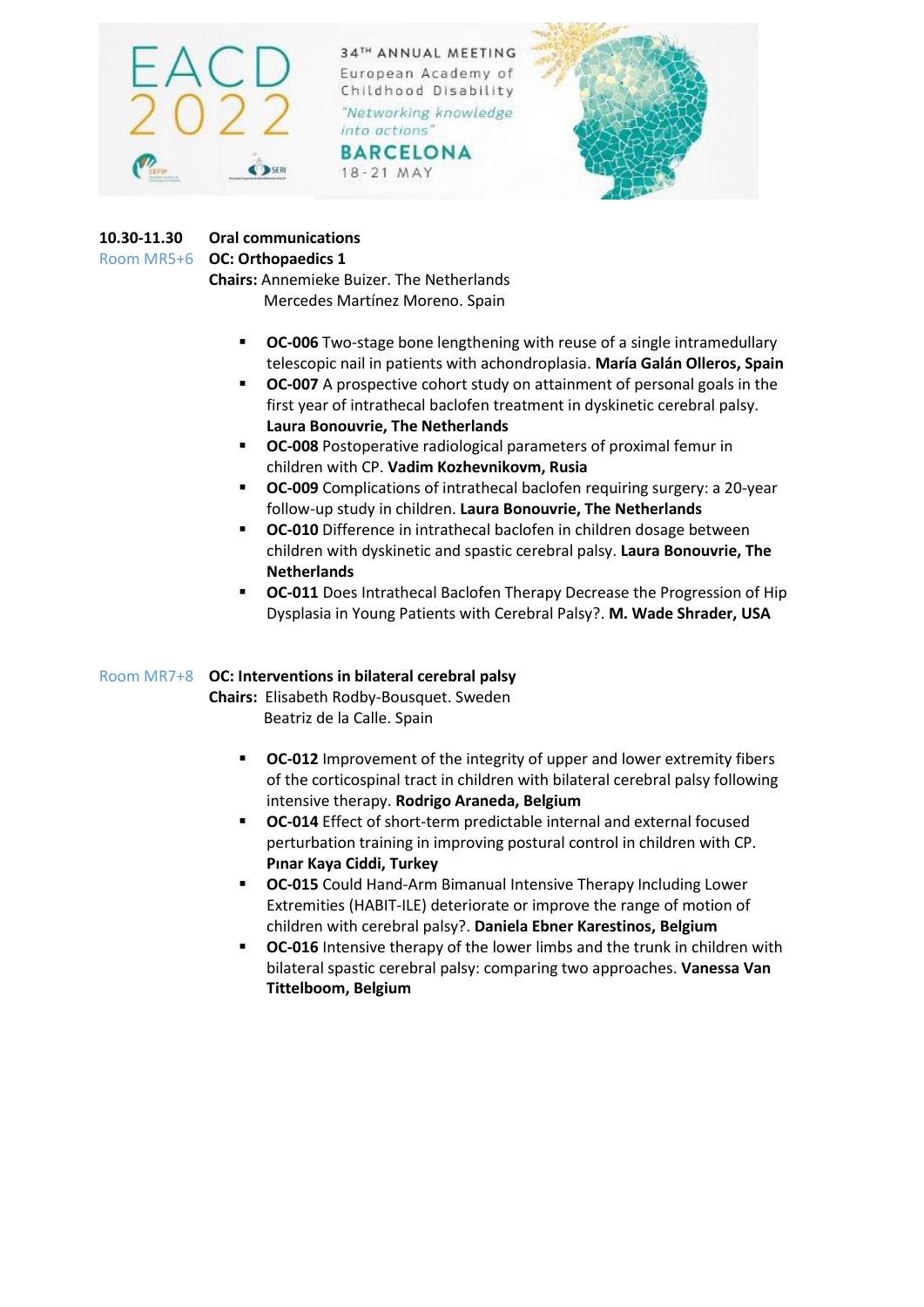**10.30-11.30** **Oral communications**

Room MR5+6 **OC: Orthopaedics 1**

**Chairs:** Annemieke Buizer. The Netherlands
Mercedes Martínez Moreno. Spain

- **OC-006** Two-stage bone lengthening with reuse of a single intramedullary telescopic nail in patients with achondroplasia. **María Galán Olleros, Spain**
- **OC-007** A prospective cohort study on attainment of personal goals in the first year of intrathecal baclofen treatment in dyskinetic cerebral palsy. **Laura Bonouvrie, The Netherlands**
- **OC-008** Postoperative radiological parameters of proximal femur in children with CP. **Vadim Kozhevnikovm, Rusia**
- **OC-009** Complications of intrathecal baclofen requiring surgery: a 20-year follow-up study in children. **Laura Bonouvrie, The Netherlands**
- **OC-010** Difference in intrathecal baclofen in children dosage between children with dyskinetic and spastic cerebral palsy. **Laura Bonouvrie, The Netherlands**
- **OC-011** Does Intrathecal Baclofen Therapy Decrease the Progression of Hip Dysplasia in Young Patients with Cerebral Palsy?. **M. Wade Shrader, USA**

Room MR7+8 **OC: Interventions in bilateral cerebral palsy**

**Chairs:** Elisabeth Rodby-Bousquet. Sweden
Beatriz de la Calle. Spain

- **OC-012** Improvement of the integrity of upper and lower extremity fibers of the corticospinal tract in children with bilateral cerebral palsy following intensive therapy. **Rodrigo Araneda, Belgium**
- **OC-014** Effect of short-term predictable internal and external focused perturbation training in improving postural control in children with CP. **Pınar Kaya Ciddi, Turkey**
- **OC-015** Could Hand-Arm Bimanual Intensive Therapy Including Lower Extremities (HABIT-ILE) deteriorate or improve the range of motion of children with cerebral palsy?. **Daniela Ebner Karestinos, Belgium**
- **OC-016** Intensive therapy of the lower limbs and the trunk in children with bilateral spastic cerebral palsy: comparing two approaches. **Vanessa Van Tittelboom, Belgium**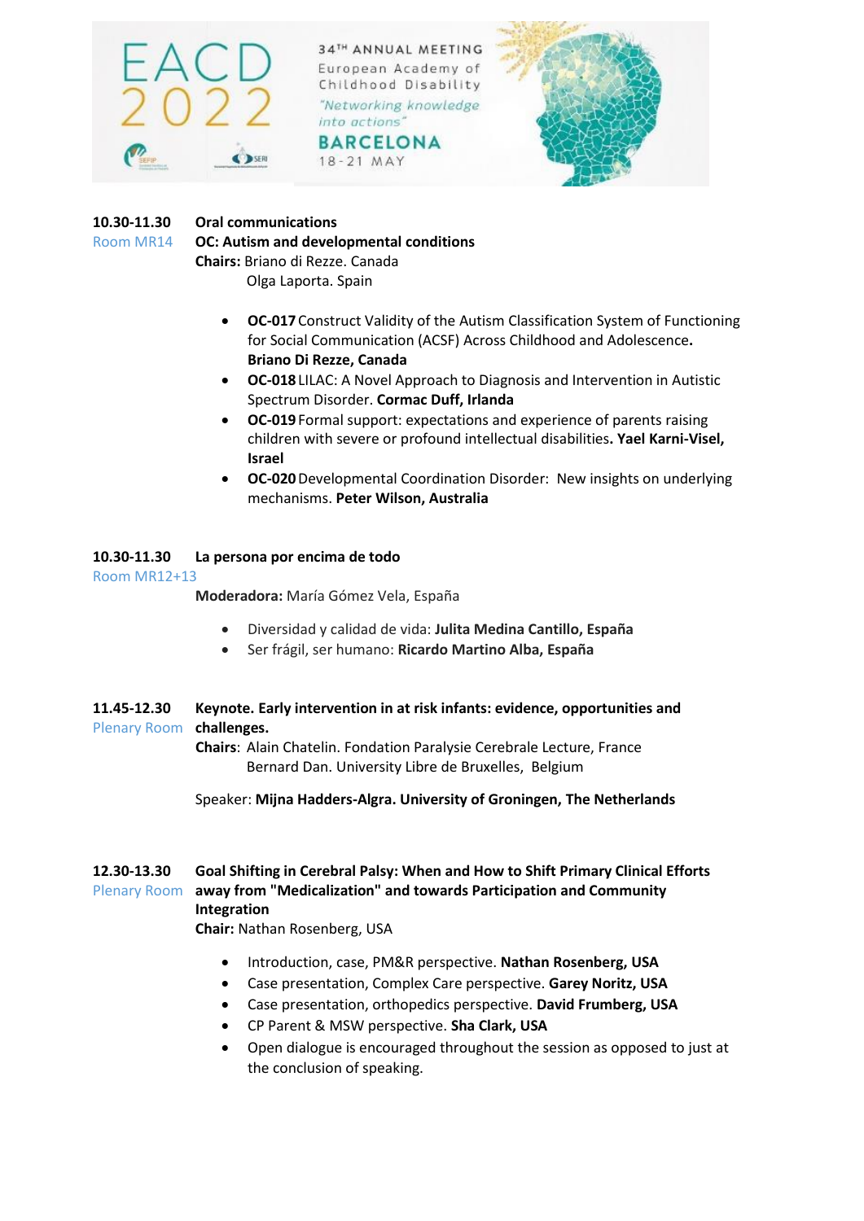**10.30-11.30** **Oral communications**

Room MR14 **OC: Autism and developmental conditions**

**Chairs:** Briano di Rezze. Canada
Olga Laporta. Spain

- **OC-017** Construct Validity of the Autism Classification System of Functioning for Social Communication (ACSF) Across Childhood and Adolescence**. Briano Di Rezze, Canada**
- **OC-018** LILAC: A Novel Approach to Diagnosis and Intervention in Autistic Spectrum Disorder. **Cormac Duff, Irlanda**
- **OC-019** Formal support: expectations and experience of parents raising children with severe or profound intellectual disabilities**. Yael Karni-Visel, Israel**
- **OC-020** Developmental Coordination Disorder: New insights on underlying mechanisms. **Peter Wilson, Australia**

**10.30-11.30** **La persona por encima de todo**

Room MR12+13

**Moderadora:** María Gómez Vela, España

- Diversidad y calidad de vida: **Julita Medina Cantillo, España**
- Ser frágil, ser humano: **Ricardo Martino Alba, España**

**11.45-12.30** **Keynote. Early intervention in at risk infants: evidence, opportunities and challenges.**

Plenary Room

**Chairs**: Alain Chatelin. Fondation Paralysie Cerebrale Lecture, France
Bernard Dan. University Libre de Bruxelles, Belgium

Speaker: **Mijna Hadders-Algra. University of Groningen, The Netherlands**

**12.30-13.30** **Goal Shifting in Cerebral Palsy: When and How to Shift Primary Clinical Efforts away from "Medicalization" and towards Participation and Community Integration**

Plenary Room

**Chair:** Nathan Rosenberg, USA

- Introduction, case, PM&R perspective. **Nathan Rosenberg, USA**
- Case presentation, Complex Care perspective. **Garey Noritz, USA**
- Case presentation, orthopedics perspective. **David Frumberg, USA**
- CP Parent & MSW perspective. **Sha Clark, USA**
- Open dialogue is encouraged throughout the session as opposed to just at the conclusion of speaking.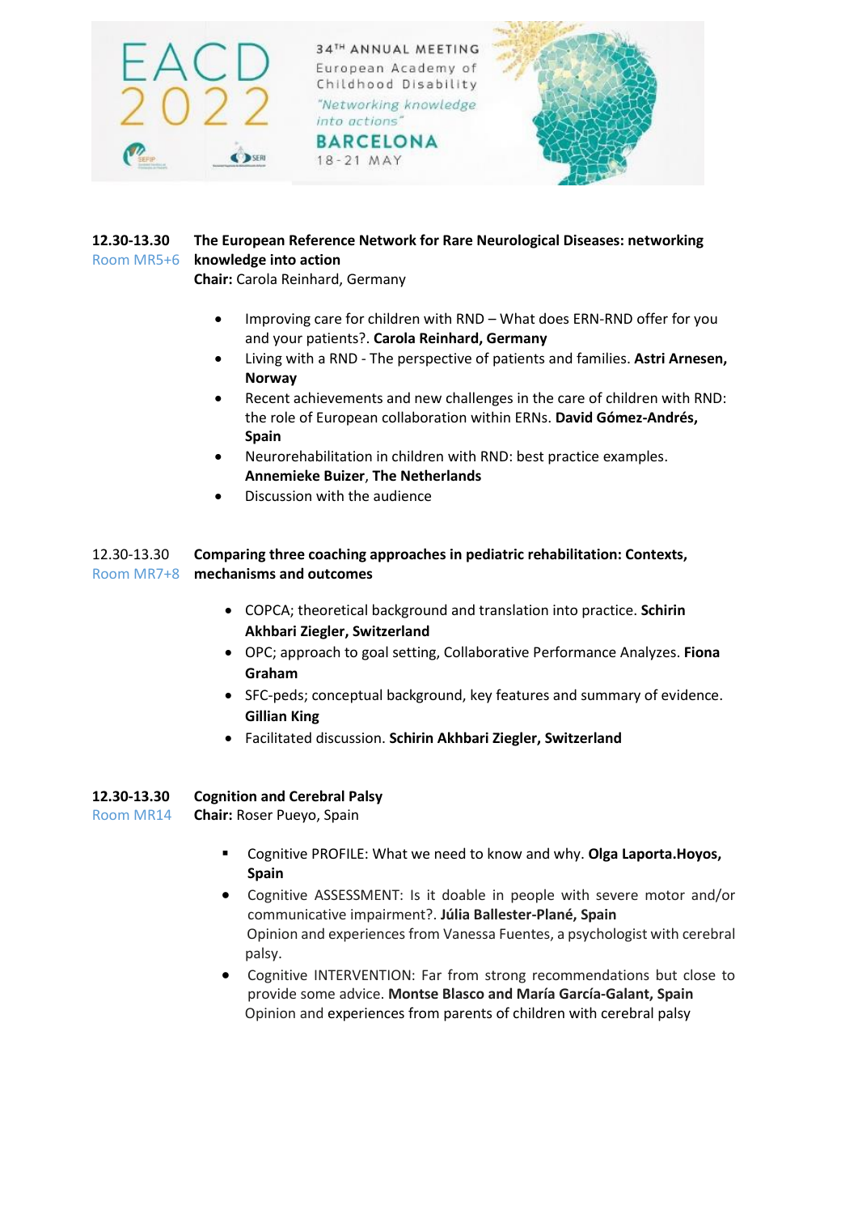**12.30-13.30**
Room MR5+6

**The European Reference Network for Rare Neurological Diseases: networking knowledge into action**
**Chair:** Carola Reinhard, Germany

- Improving care for children with RND – What does ERN-RND offer for you and your patients?. **Carola Reinhard, Germany**
- Living with a RND - The perspective of patients and families. **Astri Arnesen, Norway**
- Recent achievements and new challenges in the care of children with RND: the role of European collaboration within ERNs. **David Gómez-Andrés, Spain**
- Neurorehabilitation in children with RND: best practice examples. **Annemieke Buizer**, **The Netherlands**
- Discussion with the audience

12.30-13.30
Room MR7+8

**Comparing three coaching approaches in pediatric rehabilitation: Contexts, mechanisms and outcomes**

- COPCA; theoretical background and translation into practice. **Schirin Akhbari Ziegler, Switzerland**
- OPC; approach to goal setting, Collaborative Performance Analyzes. **Fiona Graham**
- SFC-peds; conceptual background, key features and summary of evidence. **Gillian King**
- Facilitated discussion. **Schirin Akhbari Ziegler, Switzerland**

**12.30-13.30**
Room MR14

**Cognition and Cerebral Palsy**
**Chair:** Roser Pueyo, Spain

- Cognitive PROFILE: What we need to know and why. **Olga Laporta.Hoyos, Spain**
- Cognitive ASSESSMENT: Is it doable in people with severe motor and/or communicative impairment?. **Júlia Ballester-Plané, Spain**
  Opinion and experiences from Vanessa Fuentes, a psychologist with cerebral palsy.
- Cognitive INTERVENTION: Far from strong recommendations but close to provide some advice. **Montse Blasco and María García-Galant, Spain**
  Opinion and experiences from parents of children with cerebral palsy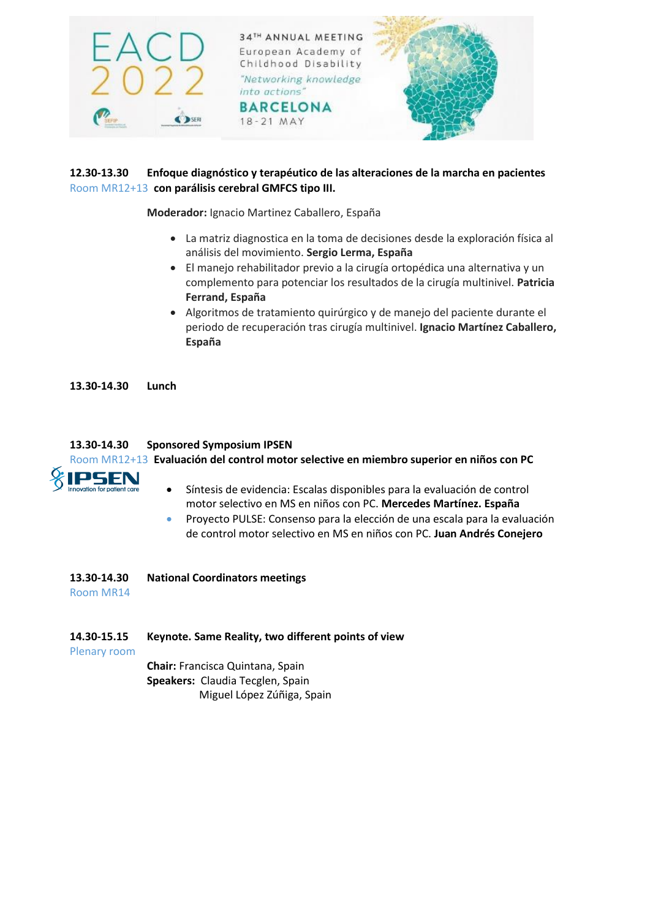**12.30-13.30** **Enfoque diagnóstico y terapéutico de las alteraciones de la marcha en pacientes con parálisis cerebral GMFCS tipo III.**

Room MR12+13

**Moderador:** Ignacio Martinez Caballero, España

- La matriz diagnostica en la toma de decisiones desde la exploración física al análisis del movimiento. **Sergio Lerma, España**
- El manejo rehabilitador previo a la cirugía ortopédica una alternativa y un complemento para potenciar los resultados de la cirugía multinivel. **Patricia Ferrand, España**
- Algoritmos de tratamiento quirúrgico y de manejo del paciente durante el periodo de recuperación tras cirugía multinivel. **Ignacio Martínez Caballero, España**

**13.30-14.30** **Lunch**

**13.30-14.30** **Sponsored Symposium IPSEN**

Room MR12+13 **Evaluación del control motor selective en miembro superior en niños con PC**

IPSEN Innovation for patient care

- Síntesis de evidencia: Escalas disponibles para la evaluación de control motor selectivo en MS en niños con PC. **Mercedes Martínez. España**
- Proyecto PULSE: Consenso para la elección de una escala para la evaluación de control motor selectivo en MS en niños con PC. **Juan Andrés Conejero**

**13.30-14.30** **National Coordinators meetings**

Room MR14

**14.30-15.15** **Keynote. Same Reality, two different points of view**

Plenary room

**Chair:** Francisca Quintana, Spain

**Speakers:** Claudia Tecglen, Spain
Miguel López Zúñiga, Spain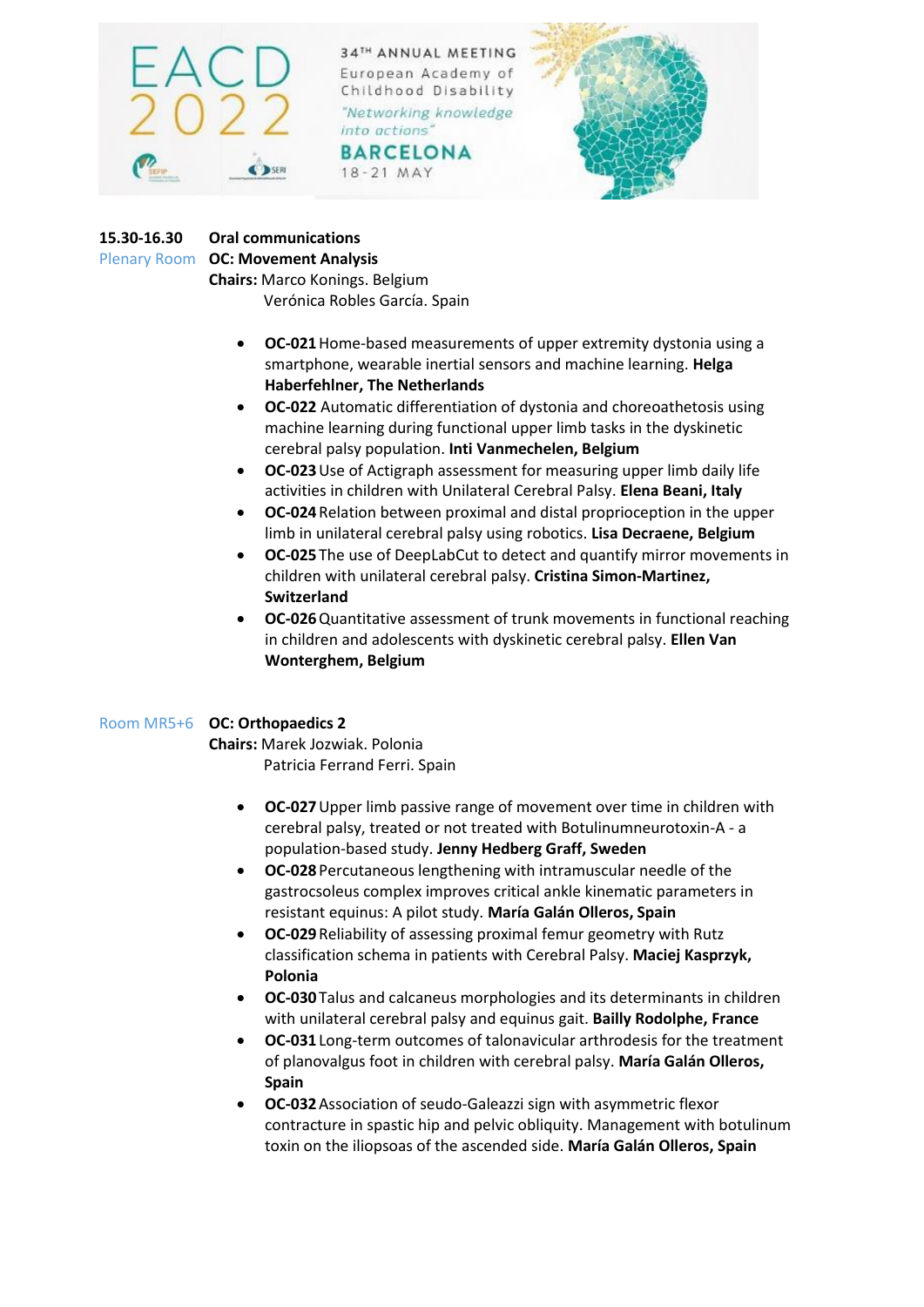**15.30-16.30** **Oral communications**

Plenary Room **OC: Movement Analysis**

**Chairs:** Marco Konings. Belgium
Verónica Robles García. Spain

- **OC-021** Home-based measurements of upper extremity dystonia using a smartphone, wearable inertial sensors and machine learning. **Helga Haberfehlner, The Netherlands**
- **OC-022** Automatic differentiation of dystonia and choreoathetosis using machine learning during functional upper limb tasks in the dyskinetic cerebral palsy population. **Inti Vanmechelen, Belgium**
- **OC-023** Use of Actigraph assessment for measuring upper limb daily life activities in children with Unilateral Cerebral Palsy. **Elena Beani, Italy**
- **OC-024** Relation between proximal and distal proprioception in the upper limb in unilateral cerebral palsy using robotics. **Lisa Decraene, Belgium**
- **OC-025** The use of DeepLabCut to detect and quantify mirror movements in children with unilateral cerebral palsy. **Cristina Simon-Martinez, Switzerland**
- **OC-026** Quantitative assessment of trunk movements in functional reaching in children and adolescents with dyskinetic cerebral palsy. **Ellen Van Wonterghem, Belgium**

Room MR5+6 **OC: Orthopaedics 2**

**Chairs:** Marek Jozwiak. Polonia
Patricia Ferrand Ferri. Spain

- **OC-027** Upper limb passive range of movement over time in children with cerebral palsy, treated or not treated with Botulinumneurotoxin-A - a population-based study. **Jenny Hedberg Graff, Sweden**
- **OC-028** Percutaneous lengthening with intramuscular needle of the gastrocsoleus complex improves critical ankle kinematic parameters in resistant equinus: A pilot study. **María Galán Olleros, Spain**
- **OC-029** Reliability of assessing proximal femur geometry with Rutz classification schema in patients with Cerebral Palsy. **Maciej Kasprzyk, Polonia**
- **OC-030** Talus and calcaneus morphologies and its determinants in children with unilateral cerebral palsy and equinus gait. **Bailly Rodolphe, France**
- **OC-031** Long-term outcomes of talonavicular arthrodesis for the treatment of planovalgus foot in children with cerebral palsy. **María Galán Olleros, Spain**
- **OC-032** Association of seudo-Galeazzi sign with asymmetric flexor contracture in spastic hip and pelvic obliquity. Management with botulinum toxin on the iliopsoas of the ascended side. **María Galán Olleros, Spain**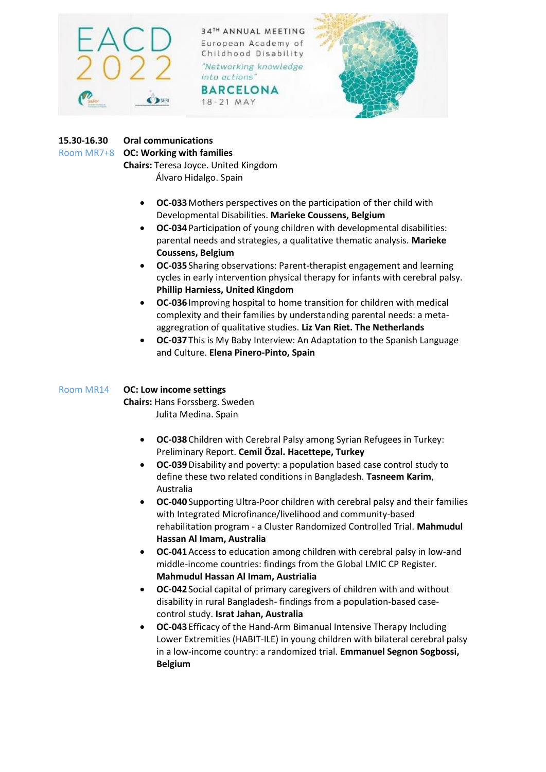**15.30-16.30 Oral communications**

Room MR7+8 **OC: Working with families**

**Chairs:** Teresa Joyce. United Kingdom
Álvaro Hidalgo. Spain

- **OC-033** Mothers perspectives on the participation of ther child with Developmental Disabilities. **Marieke Coussens, Belgium**
- **OC-034** Participation of young children with developmental disabilities: parental needs and strategies, a qualitative thematic analysis. **Marieke Coussens, Belgium**
- **OC-035** Sharing observations: Parent-therapist engagement and learning cycles in early intervention physical therapy for infants with cerebral palsy. **Phillip Harniess, United Kingdom**
- **OC-036** Improving hospital to home transition for children with medical complexity and their families by understanding parental needs: a meta-aggregration of qualitative studies. **Liz Van Riet. The Netherlands**
- **OC-037** This is My Baby Interview: An Adaptation to the Spanish Language and Culture. **Elena Pinero-Pinto, Spain**

Room MR14 **OC: Low income settings**

**Chairs:** Hans Forssberg. Sweden
Julita Medina. Spain

- **OC-038** Children with Cerebral Palsy among Syrian Refugees in Turkey: Preliminary Report. **Cemil Özal. Hacettepe, Turkey**
- **OC-039** Disability and poverty: a population based case control study to define these two related conditions in Bangladesh. **Tasneem Karim**, Australia
- **OC-040** Supporting Ultra-Poor children with cerebral palsy and their families with Integrated Microfinance/livelihood and community-based rehabilitation program - a Cluster Randomized Controlled Trial. **Mahmudul Hassan Al Imam, Australia**
- **OC-041** Access to education among children with cerebral palsy in low-and middle-income countries: findings from the Global LMIC CP Register. **Mahmudul Hassan Al Imam, Austrialia**
- **OC-042** Social capital of primary caregivers of children with and without disability in rural Bangladesh- findings from a population-based case-control study. **Israt Jahan, Australia**
- **OC-043** Efficacy of the Hand-Arm Bimanual Intensive Therapy Including Lower Extremities (HABIT-ILE) in young children with bilateral cerebral palsy in a low-income country: a randomized trial. **Emmanuel Segnon Sogbossi, Belgium**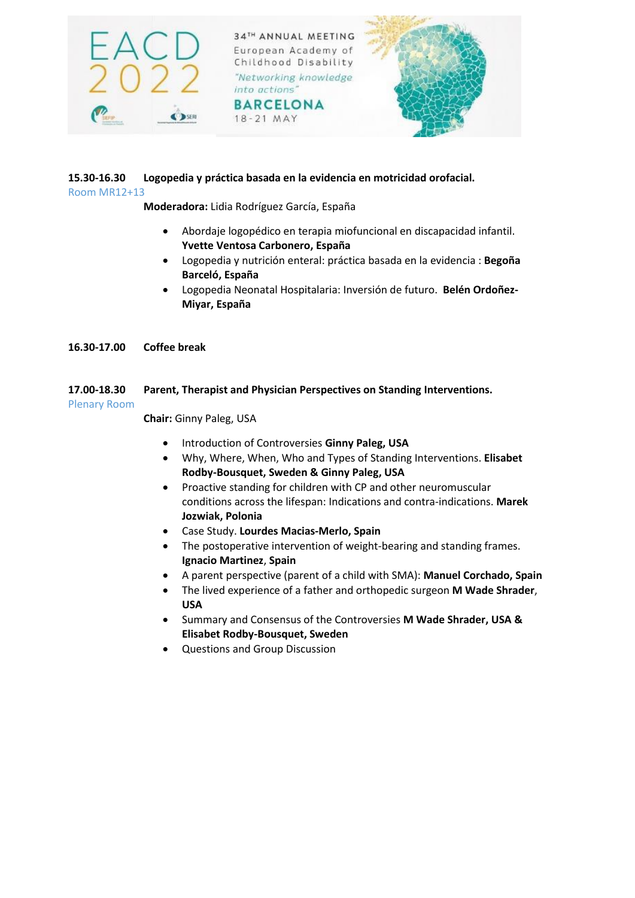**15.30-16.30 Logopedia y práctica basada en la evidencia en motricidad orofacial.**
Room MR12+13

**Moderadora:** Lidia Rodríguez García, España

- Abordaje logopédico en terapia miofuncional en discapacidad infantil. **Yvette Ventosa Carbonero, España**
- Logopedia y nutrición enteral: práctica basada en la evidencia : **Begoña Barceló, España**
- Logopedia Neonatal Hospitalaria: Inversión de futuro. **Belén Ordoñez-Miyar, España**

**16.30-17.00 Coffee break**

**17.00-18.30 Parent, Therapist and Physician Perspectives on Standing Interventions.**
Plenary Room

**Chair:** Ginny Paleg, USA

- Introduction of Controversies **Ginny Paleg, USA**
- Why, Where, When, Who and Types of Standing Interventions. **Elisabet Rodby-Bousquet, Sweden & Ginny Paleg, USA**
- Proactive standing for children with CP and other neuromuscular conditions across the lifespan: Indications and contra-indications. **Marek Jozwiak, Polonia**
- Case Study. **Lourdes Macias-Merlo, Spain**
- The postoperative intervention of weight-bearing and standing frames. **Ignacio Martinez**, **Spain**
- A parent perspective (parent of a child with SMA): **Manuel Corchado, Spain**
- The lived experience of a father and orthopedic surgeon **M Wade Shrader**, **USA**
- Summary and Consensus of the Controversies **M Wade Shrader, USA & Elisabet Rodby-Bousquet, Sweden**
- Questions and Group Discussion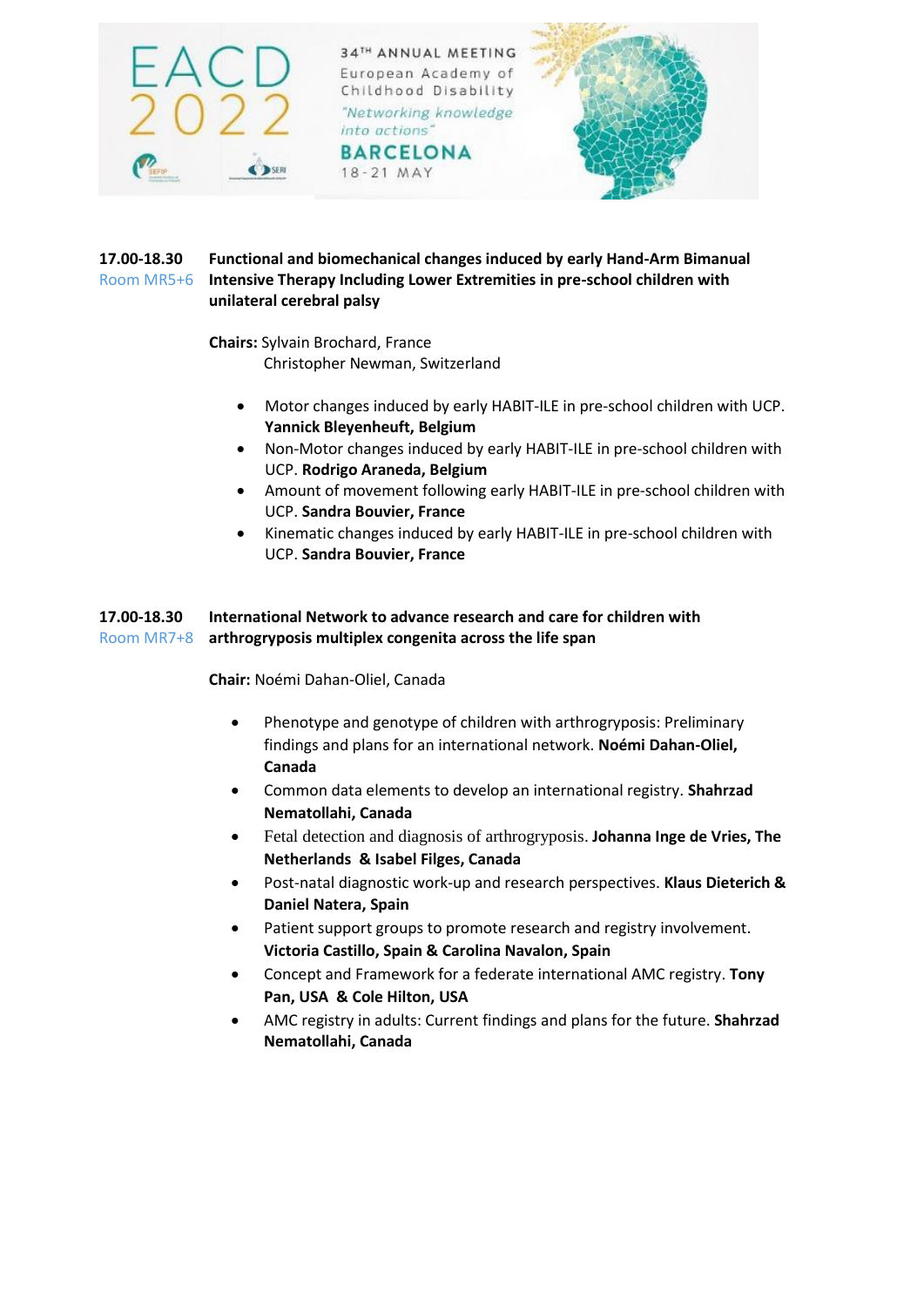**17.00-18.30** **Functional and biomechanical changes induced by early Hand-Arm Bimanual Intensive Therapy Including Lower Extremities in pre-school children with unilateral cerebral palsy**
Room MR5+6

**Chairs:** Sylvain Brochard, France
Christopher Newman, Switzerland

- Motor changes induced by early HABIT-ILE in pre-school children with UCP. **Yannick Bleyenheuft, Belgium**
- Non-Motor changes induced by early HABIT-ILE in pre-school children with UCP. **Rodrigo Araneda, Belgium**
- Amount of movement following early HABIT-ILE in pre-school children with UCP. **Sandra Bouvier, France**
- Kinematic changes induced by early HABIT-ILE in pre-school children with UCP. **Sandra Bouvier, France**

**17.00-18.30** **International Network to advance research and care for children with arthrogryposis multiplex congenita across the life span**
Room MR7+8

**Chair:** Noémi Dahan-Oliel, Canada

- Phenotype and genotype of children with arthrogryposis: Preliminary findings and plans for an international network. **Noémi Dahan-Oliel, Canada**
- Common data elements to develop an international registry. **Shahrzad Nematollahi, Canada**
- Fetal detection and diagnosis of arthrogryposis. **Johanna Inge de Vries, The Netherlands & Isabel Filges, Canada**
- Post-natal diagnostic work-up and research perspectives. **Klaus Dieterich & Daniel Natera, Spain**
- Patient support groups to promote research and registry involvement. **Victoria Castillo, Spain & Carolina Navalon, Spain**
- Concept and Framework for a federate international AMC registry. **Tony Pan, USA & Cole Hilton, USA**
- AMC registry in adults: Current findings and plans for the future. **Shahrzad Nematollahi, Canada**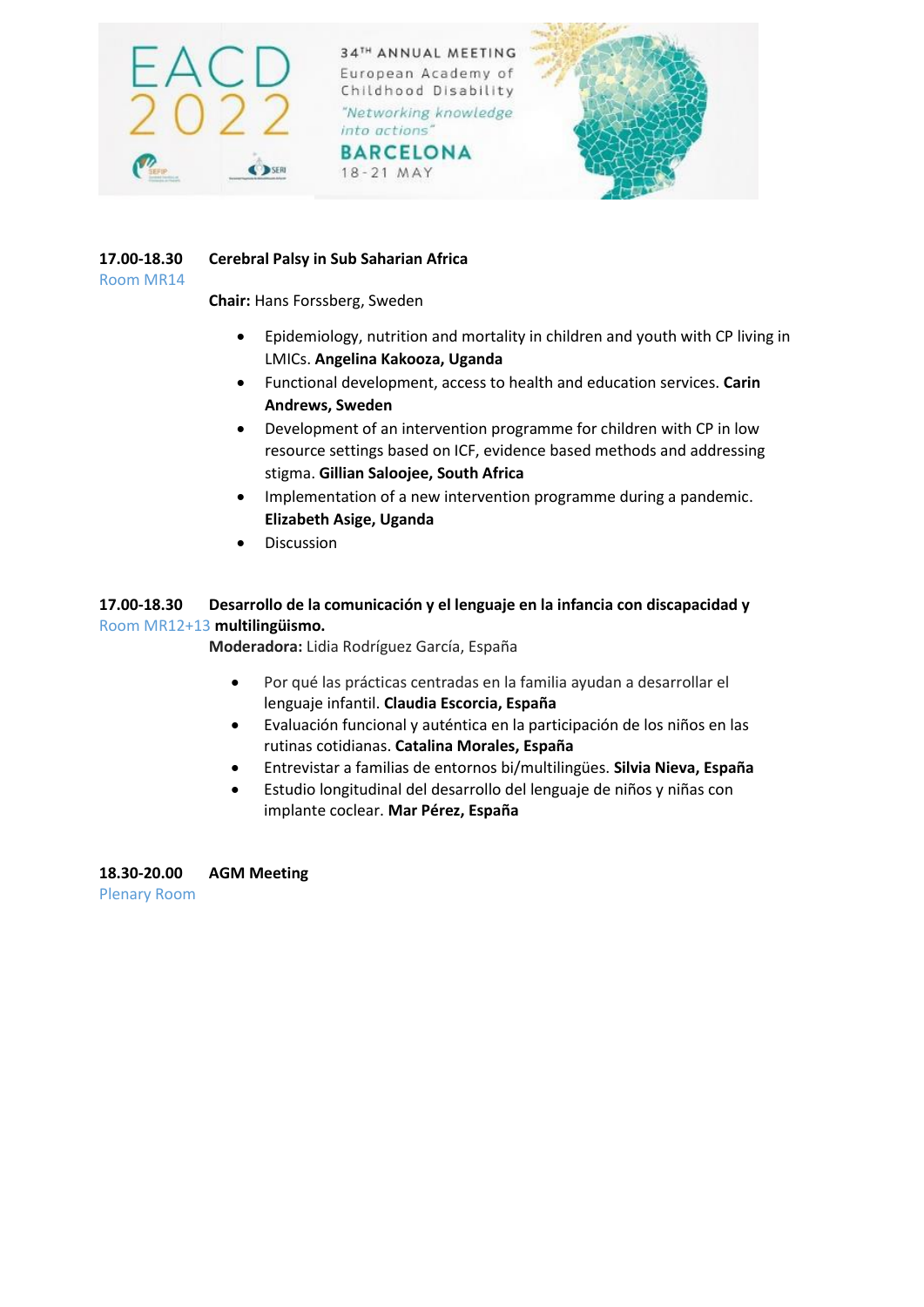**17.00-18.30** **Cerebral Palsy in Sub Saharian Africa**
Room MR14

**Chair:** Hans Forssberg, Sweden

- Epidemiology, nutrition and mortality in children and youth with CP living in LMICs. **Angelina Kakooza, Uganda**
- Functional development, access to health and education services. **Carin Andrews, Sweden**
- Development of an intervention programme for children with CP in low resource settings based on ICF, evidence based methods and addressing stigma. **Gillian Saloojee, South Africa**
- Implementation of a new intervention programme during a pandemic. **Elizabeth Asige, Uganda**
- Discussion

**17.00-18.30** **Desarrollo de la comunicación y el lenguaje en la infancia con discapacidad y multilingüismo.**
Room MR12+13

**Moderadora:** Lidia Rodríguez García, España

- Por qué las prácticas centradas en la familia ayudan a desarrollar el lenguaje infantil. **Claudia Escorcia, España**
- Evaluación funcional y auténtica en la participación de los niños en las rutinas cotidianas. **Catalina Morales, España**
- Entrevistar a familias de entornos bi/multilingües. **Silvia Nieva, España**
- Estudio longitudinal del desarrollo del lenguaje de niños y niñas con implante coclear. **Mar Pérez, España**

**18.30-20.00** **AGM Meeting**
Plenary Room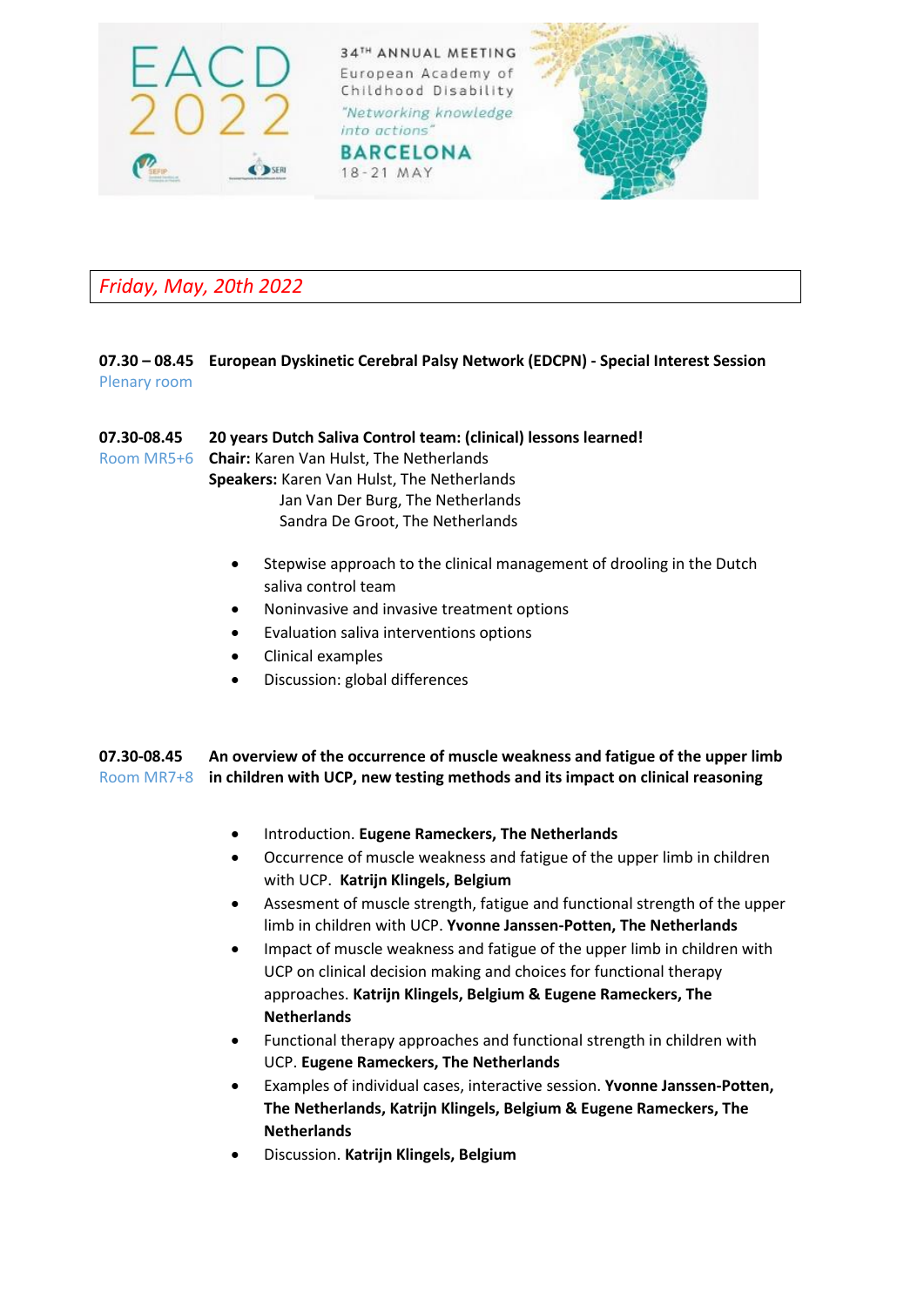## *Friday, May, 20th 2022*

**07.30 – 08.45** **European Dyskinetic Cerebral Palsy Network (EDCPN) - Special Interest Session**
Plenary room

**07.30-08.45** **20 years Dutch Saliva Control team: (clinical) lessons learned!**
Room MR5+6
**Chair:** Karen Van Hulst, The Netherlands
**Speakers:** Karen Van Hulst, The Netherlands
Jan Van Der Burg, The Netherlands
Sandra De Groot, The Netherlands

- Stepwise approach to the clinical management of drooling in the Dutch saliva control team
- Noninvasive and invasive treatment options
- Evaluation saliva interventions options
- Clinical examples
- Discussion: global differences

**07.30-08.45** **An overview of the occurrence of muscle weakness and fatigue of the upper limb in children with UCP, new testing methods and its impact on clinical reasoning**
Room MR7+8

- Introduction. **Eugene Rameckers, The Netherlands**
- Occurrence of muscle weakness and fatigue of the upper limb in children with UCP. **Katrijn Klingels, Belgium**
- Assesment of muscle strength, fatigue and functional strength of the upper limb in children with UCP. **Yvonne Janssen-Potten, The Netherlands**
- Impact of muscle weakness and fatigue of the upper limb in children with UCP on clinical decision making and choices for functional therapy approaches. **Katrijn Klingels, Belgium & Eugene Rameckers, The Netherlands**
- Functional therapy approaches and functional strength in children with UCP. **Eugene Rameckers, The Netherlands**
- Examples of individual cases, interactive session. **Yvonne Janssen-Potten, The Netherlands, Katrijn Klingels, Belgium & Eugene Rameckers, The Netherlands**
- Discussion. **Katrijn Klingels, Belgium**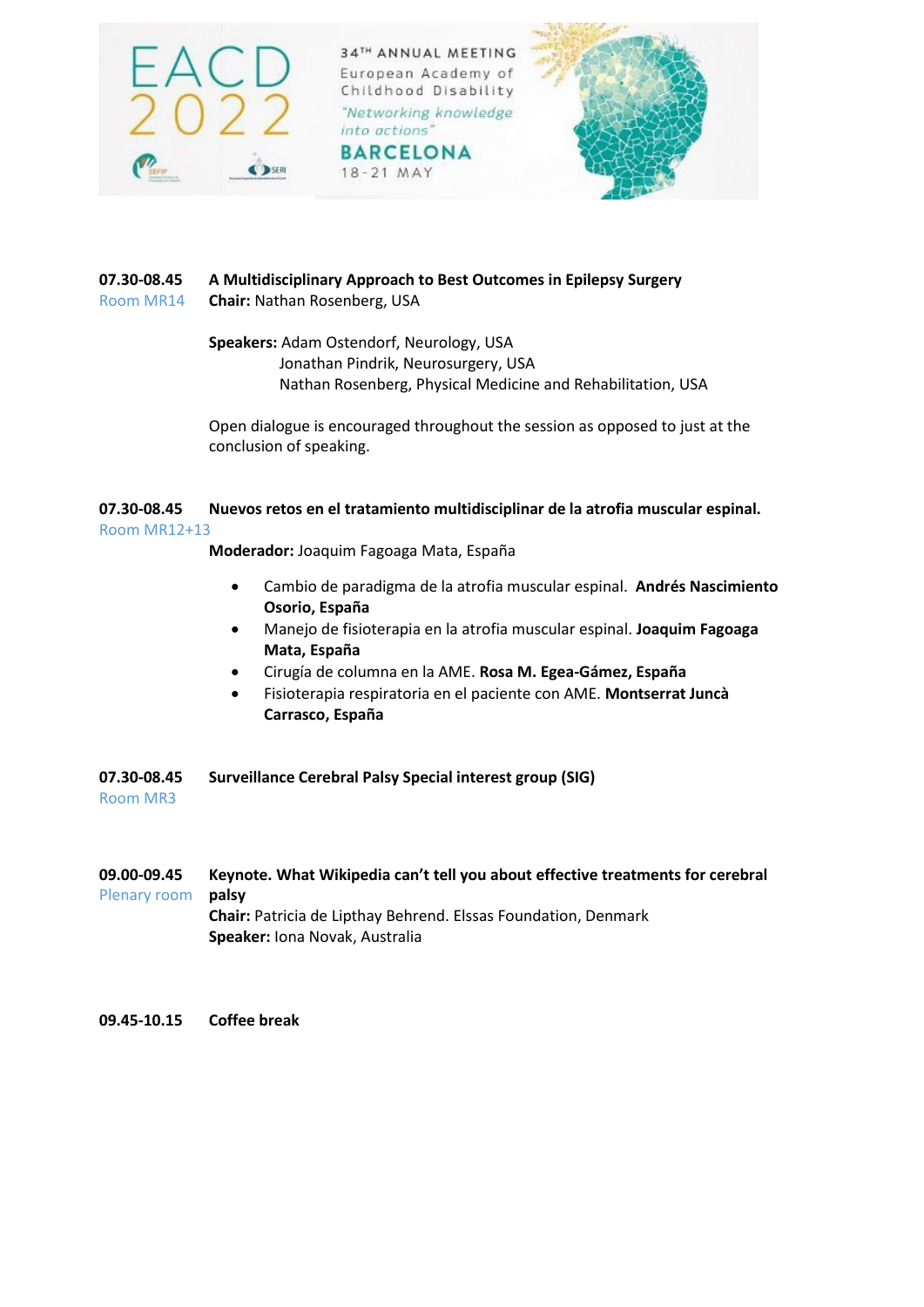**07.30-08.45** **A Multidisciplinary Approach to Best Outcomes in Epilepsy Surgery**
Room MR14 **Chair:** Nathan Rosenberg, USA

**Speakers:** Adam Ostendorf, Neurology, USA
Jonathan Pindrik, Neurosurgery, USA
Nathan Rosenberg, Physical Medicine and Rehabilitation, USA

Open dialogue is encouraged throughout the session as opposed to just at the conclusion of speaking.

**07.30-08.45** **Nuevos retos en el tratamiento multidisciplinar de la atrofia muscular espinal.**
Room MR12+13

**Moderador:** Joaquim Fagoaga Mata, España

- Cambio de paradigma de la atrofia muscular espinal. **Andrés Nascimiento Osorio, España**
- Manejo de fisioterapia en la atrofia muscular espinal. **Joaquim Fagoaga Mata, España**
- Cirugía de columna en la AME. **Rosa M. Egea-Gámez, España**
- Fisioterapia respiratoria en el paciente con AME. **Montserrat Juncà Carrasco, España**

**07.30-08.45** **Surveillance Cerebral Palsy Special interest group (SIG)**
Room MR3

**09.00-09.45** **Keynote. What Wikipedia can't tell you about effective treatments for cerebral palsy**
Plenary room
**Chair:** Patricia de Lipthay Behrend. Elssas Foundation, Denmark
**Speaker:** Iona Novak, Australia

**09.45-10.15** **Coffee break**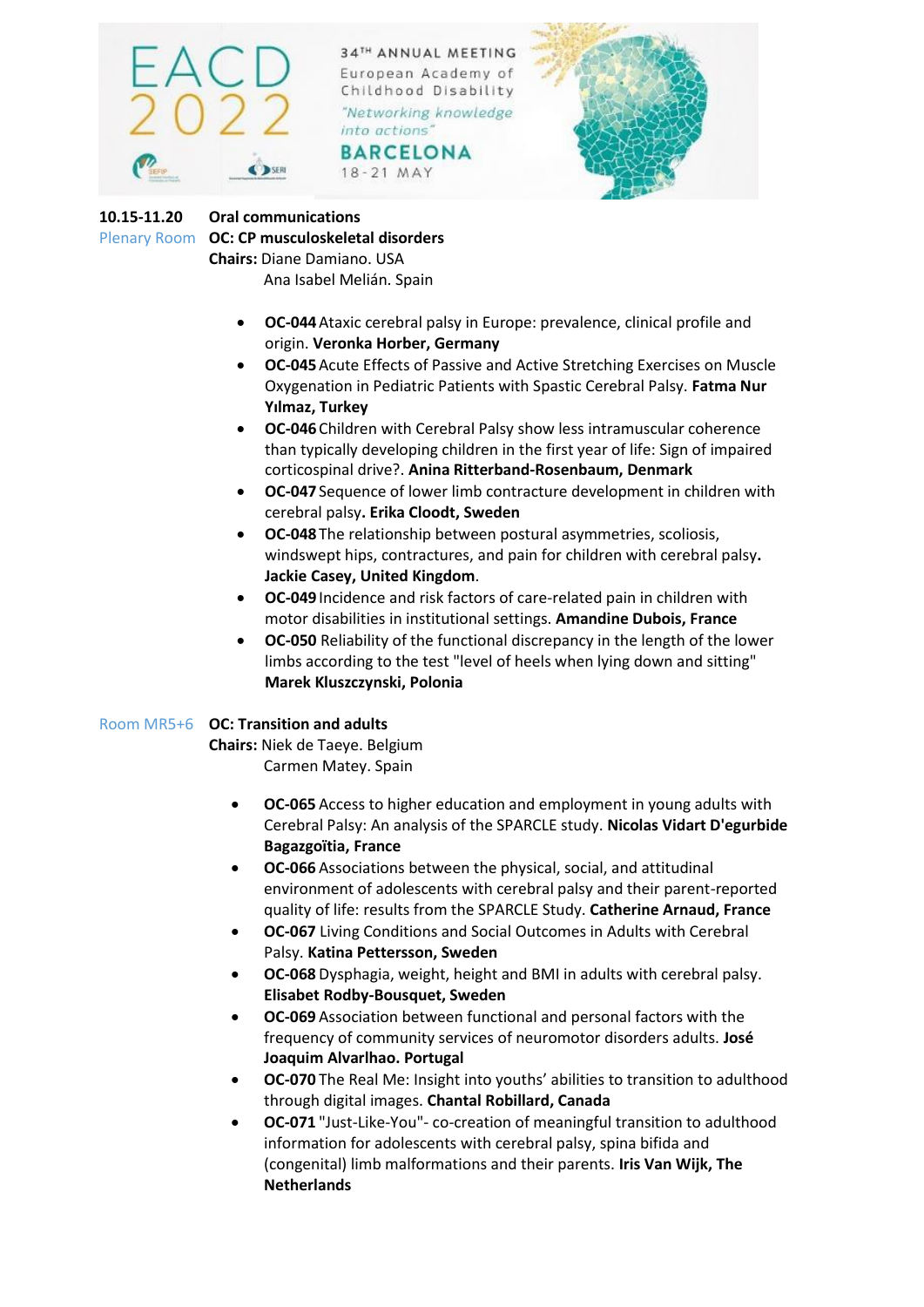**10.15-11.20** **Oral communications**

Plenary Room **OC: CP musculoskeletal disorders**

**Chairs:** Diane Damiano. USA
Ana Isabel Melián. Spain

- **OC-044** Ataxic cerebral palsy in Europe: prevalence, clinical profile and origin. **Veronka Horber, Germany**
- **OC-045** Acute Effects of Passive and Active Stretching Exercises on Muscle Oxygenation in Pediatric Patients with Spastic Cerebral Palsy. **Fatma Nur Yılmaz, Turkey**
- **OC-046** Children with Cerebral Palsy show less intramuscular coherence than typically developing children in the first year of life: Sign of impaired corticospinal drive?. **Anina Ritterband-Rosenbaum, Denmark**
- **OC-047** Sequence of lower limb contracture development in children with cerebral palsy**. Erika Cloodt, Sweden**
- **OC-048** The relationship between postural asymmetries, scoliosis, windswept hips, contractures, and pain for children with cerebral palsy**. Jackie Casey, United Kingdom**.
- **OC-049** Incidence and risk factors of care-related pain in children with motor disabilities in institutional settings. **Amandine Dubois, France**
- **OC-050** Reliability of the functional discrepancy in the length of the lower limbs according to the test "level of heels when lying down and sitting" **Marek Kluszczynski, Polonia**

Room MR5+6 **OC: Transition and adults**

**Chairs:** Niek de Taeye. Belgium
Carmen Matey. Spain

- **OC-065** Access to higher education and employment in young adults with Cerebral Palsy: An analysis of the SPARCLE study. **Nicolas Vidart D'egurbide Bagazgoïtia, France**
- **OC-066** Associations between the physical, social, and attitudinal environment of adolescents with cerebral palsy and their parent-reported quality of life: results from the SPARCLE Study. **Catherine Arnaud, France**
- **OC-067** Living Conditions and Social Outcomes in Adults with Cerebral Palsy. **Katina Pettersson, Sweden**
- **OC-068** Dysphagia, weight, height and BMI in adults with cerebral palsy. **Elisabet Rodby-Bousquet, Sweden**
- **OC-069** Association between functional and personal factors with the frequency of community services of neuromotor disorders adults. **José Joaquim Alvarlhao. Portugal**
- **OC-070** The Real Me: Insight into youths' abilities to transition to adulthood through digital images. **Chantal Robillard, Canada**
- **OC-071** "Just-Like-You"- co-creation of meaningful transition to adulthood information for adolescents with cerebral palsy, spina bifida and (congenital) limb malformations and their parents. **Iris Van Wijk, The Netherlands**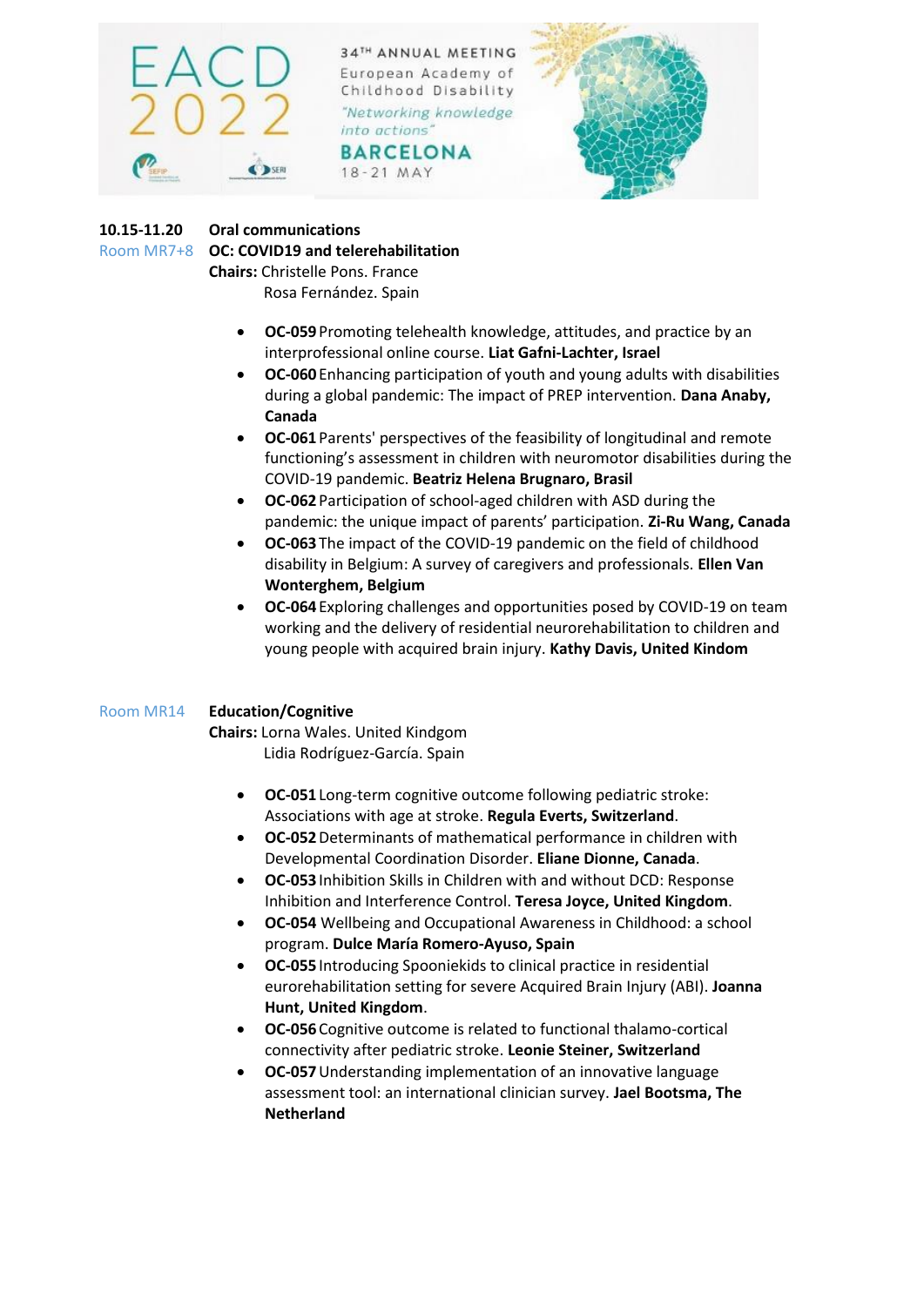**10.15-11.20** **Oral communications**

Room MR7+8 **OC: COVID19 and telerehabilitation**

**Chairs:** Christelle Pons. France
Rosa Fernández. Spain

- **OC-059** Promoting telehealth knowledge, attitudes, and practice by an interprofessional online course. **Liat Gafni-Lachter, Israel**
- **OC-060** Enhancing participation of youth and young adults with disabilities during a global pandemic: The impact of PREP intervention. **Dana Anaby, Canada**
- **OC-061** Parents' perspectives of the feasibility of longitudinal and remote functioning's assessment in children with neuromotor disabilities during the COVID-19 pandemic. **Beatriz Helena Brugnaro, Brasil**
- **OC-062** Participation of school-aged children with ASD during the pandemic: the unique impact of parents' participation. **Zi-Ru Wang, Canada**
- **OC-063** The impact of the COVID-19 pandemic on the field of childhood disability in Belgium: A survey of caregivers and professionals. **Ellen Van Wonterghem, Belgium**
- **OC-064** Exploring challenges and opportunities posed by COVID-19 on team working and the delivery of residential neurorehabilitation to children and young people with acquired brain injury. **Kathy Davis, United Kindom**

Room MR14 **Education/Cognitive**

**Chairs:** Lorna Wales. United Kindgom
Lidia Rodríguez-García. Spain

- **OC-051** Long-term cognitive outcome following pediatric stroke: Associations with age at stroke. **Regula Everts, Switzerland**.
- **OC-052** Determinants of mathematical performance in children with Developmental Coordination Disorder. **Eliane Dionne, Canada**.
- **OC-053** Inhibition Skills in Children with and without DCD: Response Inhibition and Interference Control. **Teresa Joyce, United Kingdom**.
- **OC-054** Wellbeing and Occupational Awareness in Childhood: a school program. **Dulce María Romero-Ayuso, Spain**
- **OC-055** Introducing Spooniekids to clinical practice in residential eurorehabilitation setting for severe Acquired Brain Injury (ABI). **Joanna Hunt, United Kingdom**.
- **OC-056** Cognitive outcome is related to functional thalamo-cortical connectivity after pediatric stroke. **Leonie Steiner, Switzerland**
- **OC-057** Understanding implementation of an innovative language assessment tool: an international clinician survey. **Jael Bootsma, The Netherland**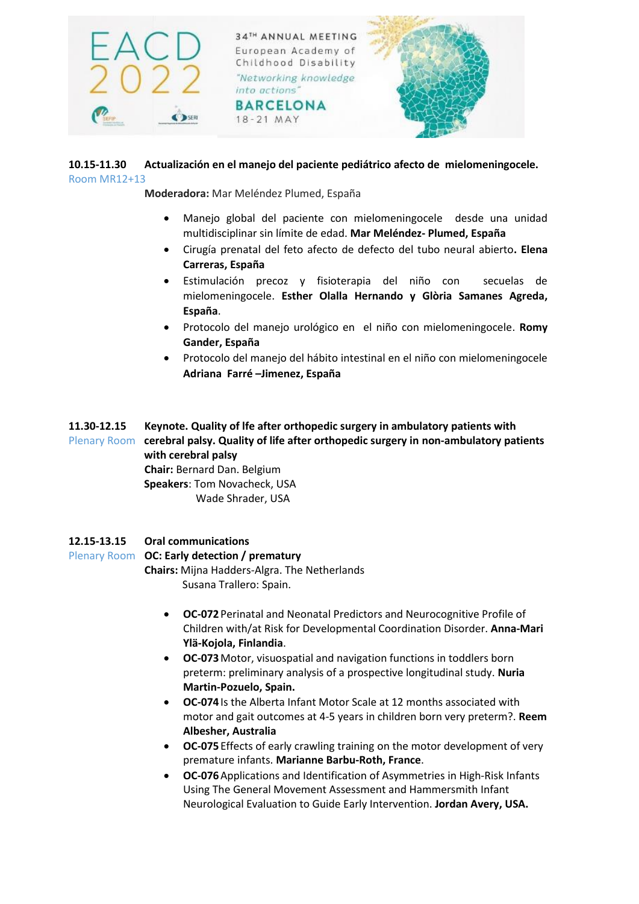**10.15-11.30** **Actualización en el manejo del paciente pediátrico afecto de mielomeningocele.**
Room MR12+13

**Moderadora:** Mar Meléndez Plumed, España

- Manejo global del paciente con mielomeningocele desde una unidad multidisciplinar sin límite de edad. **Mar Meléndez- Plumed, España**
- Cirugía prenatal del feto afecto de defecto del tubo neural abierto**. Elena Carreras, España**
- Estimulación precoz y fisioterapia del niño con secuelas de mielomeningocele. **Esther Olalla Hernando y Glòria Samanes Agreda, España**.
- Protocolo del manejo urológico en el niño con mielomeningocele. **Romy Gander, España**
- Protocolo del manejo del hábito intestinal en el niño con mielomeningocele **Adriana Farré –Jimenez, España**

**11.30-12.15** **Keynote. Quality of lfe after orthopedic surgery in ambulatory patients with cerebral palsy. Quality of life after orthopedic surgery in non-ambulatory patients with cerebral palsy**
Plenary Room

**Chair:** Bernard Dan. Belgium
**Speakers**: Tom Novacheck, USA
Wade Shrader, USA

**12.15-13.15** **Oral communications**
Plenary Room

**OC: Early detection / prematury**
**Chairs:** Mijna Hadders-Algra. The Netherlands
Susana Trallero: Spain.

- **OC-072** Perinatal and Neonatal Predictors and Neurocognitive Profile of Children with/at Risk for Developmental Coordination Disorder. **Anna-Mari Ylä-Kojola, Finlandia**.
- **OC-073** Motor, visuospatial and navigation functions in toddlers born preterm: preliminary analysis of a prospective longitudinal study. **Nuria Martin-Pozuelo, Spain.**
- **OC-074** Is the Alberta Infant Motor Scale at 12 months associated with motor and gait outcomes at 4-5 years in children born very preterm?. **Reem Albesher, Australia**
- **OC-075** Effects of early crawling training on the motor development of very premature infants. **Marianne Barbu-Roth, France**.
- **OC-076** Applications and Identification of Asymmetries in High-Risk Infants Using The General Movement Assessment and Hammersmith Infant Neurological Evaluation to Guide Early Intervention. **Jordan Avery, USA.**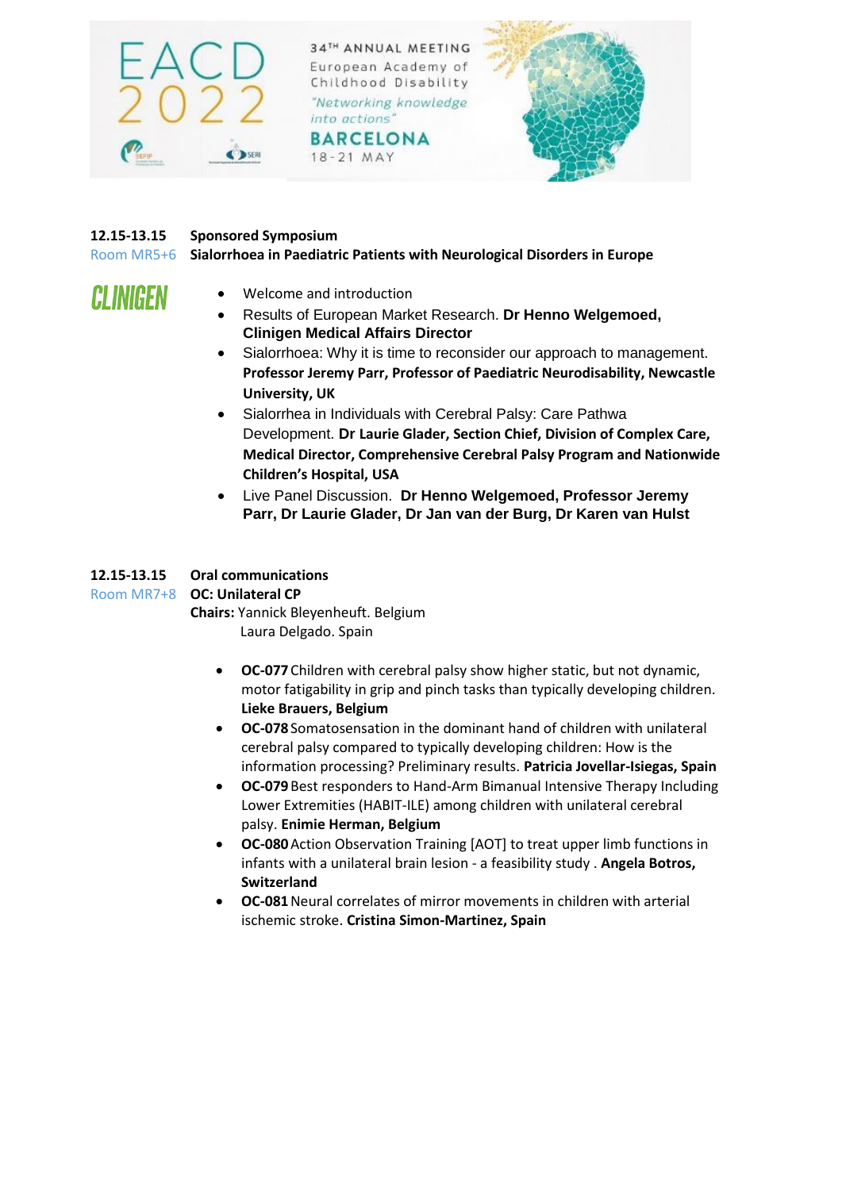**12.15-13.15** **Sponsored Symposium**

Room MR5+6 **Sialorrhoea in Paediatric Patients with Neurological Disorders in Europe**

CLINIGEN

- Welcome and introduction
- Results of European Market Research. **Dr Henno Welgemoed, Clinigen Medical Affairs Director**
- Sialorrhoea: Why it is time to reconsider our approach to management. **Professor Jeremy Parr, Professor of Paediatric Neurodisability, Newcastle University, UK**
- Sialorrhea in Individuals with Cerebral Palsy: Care Pathwa Development. **Dr Laurie Glader, Section Chief, Division of Complex Care, Medical Director, Comprehensive Cerebral Palsy Program and Nationwide Children's Hospital, USA**
- Live Panel Discussion. **Dr Henno Welgemoed, Professor Jeremy Parr, Dr Laurie Glader, Dr Jan van der Burg, Dr Karen van Hulst**

**12.15-13.15** **Oral communications**

Room MR7+8 **OC: Unilateral CP**

**Chairs:** Yannick Bleyenheuft. Belgium
Laura Delgado. Spain

- **OC-077** Children with cerebral palsy show higher static, but not dynamic, motor fatigability in grip and pinch tasks than typically developing children. **Lieke Brauers, Belgium**
- **OC-078** Somatosensation in the dominant hand of children with unilateral cerebral palsy compared to typically developing children: How is the information processing? Preliminary results. **Patricia Jovellar-Isiegas, Spain**
- **OC-079** Best responders to Hand-Arm Bimanual Intensive Therapy Including Lower Extremities (HABIT-ILE) among children with unilateral cerebral palsy. **Enimie Herman, Belgium**
- **OC-080** Action Observation Training [AOT] to treat upper limb functions in infants with a unilateral brain lesion - a feasibility study . **Angela Botros, Switzerland**
- **OC-081** Neural correlates of mirror movements in children with arterial ischemic stroke. **Cristina Simon-Martinez, Spain**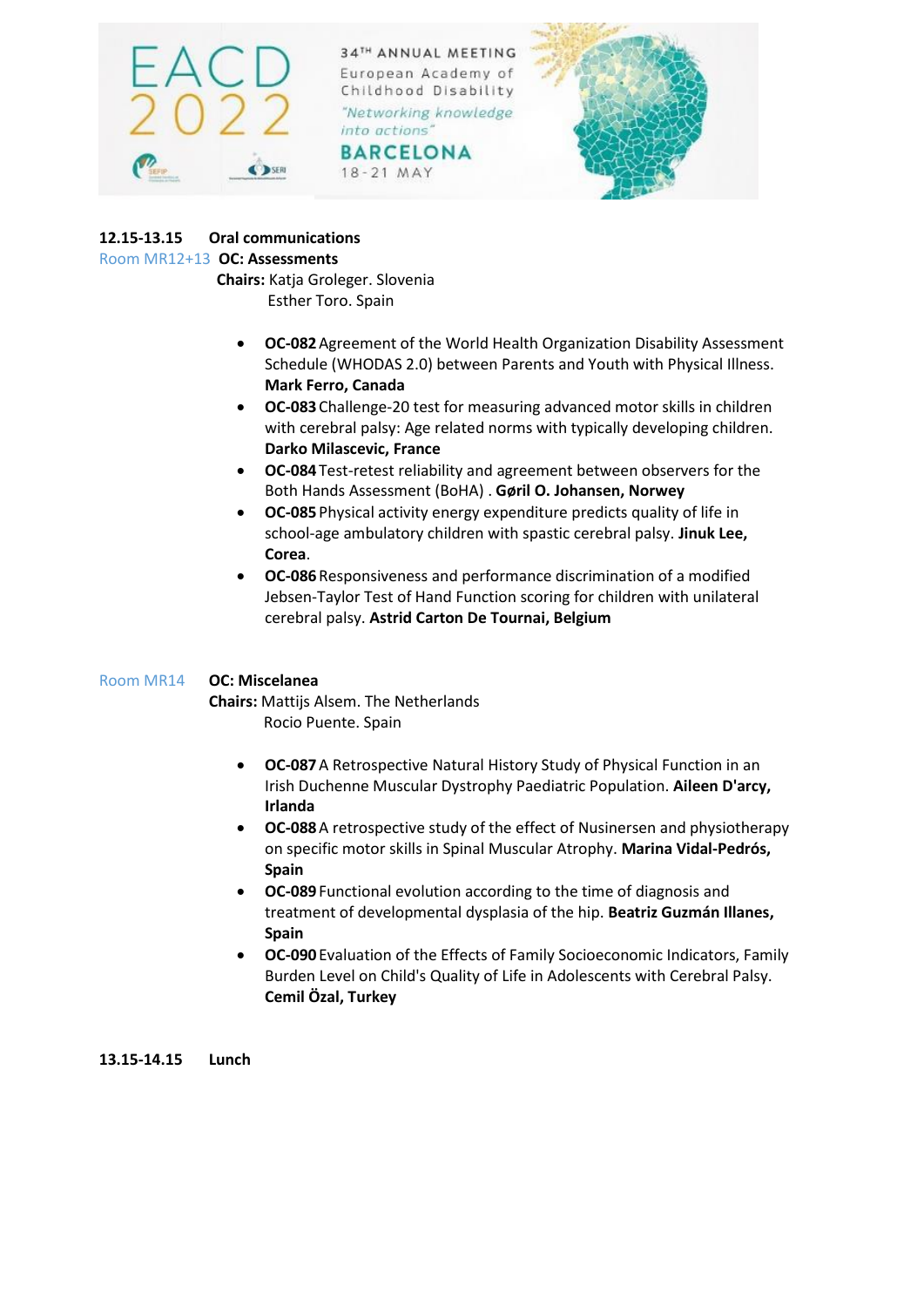**12.15-13.15 Oral communications**

Room MR12+13 **OC: Assessments**

**Chairs:** Katja Groleger. Slovenia
Esther Toro. Spain

- **OC-082** Agreement of the World Health Organization Disability Assessment Schedule (WHODAS 2.0) between Parents and Youth with Physical Illness. **Mark Ferro, Canada**
- **OC-083** Challenge-20 test for measuring advanced motor skills in children with cerebral palsy: Age related norms with typically developing children. **Darko Milascevic, France**
- **OC-084** Test-retest reliability and agreement between observers for the Both Hands Assessment (BoHA) . **Gøril O. Johansen, Norwey**
- **OC-085** Physical activity energy expenditure predicts quality of life in school-age ambulatory children with spastic cerebral palsy. **Jinuk Lee, Corea**.
- **OC-086** Responsiveness and performance discrimination of a modified Jebsen-Taylor Test of Hand Function scoring for children with unilateral cerebral palsy. **Astrid Carton De Tournai, Belgium**

Room MR14 **OC: Miscelanea**

**Chairs:** Mattijs Alsem. The Netherlands
Rocio Puente. Spain

- **OC-087** A Retrospective Natural History Study of Physical Function in an Irish Duchenne Muscular Dystrophy Paediatric Population. **Aileen D'arcy, Irlanda**
- **OC-088** A retrospective study of the effect of Nusinersen and physiotherapy on specific motor skills in Spinal Muscular Atrophy. **Marina Vidal-Pedrós, Spain**
- **OC-089** Functional evolution according to the time of diagnosis and treatment of developmental dysplasia of the hip. **Beatriz Guzmán Illanes, Spain**
- **OC-090** Evaluation of the Effects of Family Socioeconomic Indicators, Family Burden Level on Child's Quality of Life in Adolescents with Cerebral Palsy. **Cemil Özal, Turkey**

**13.15-14.15 Lunch**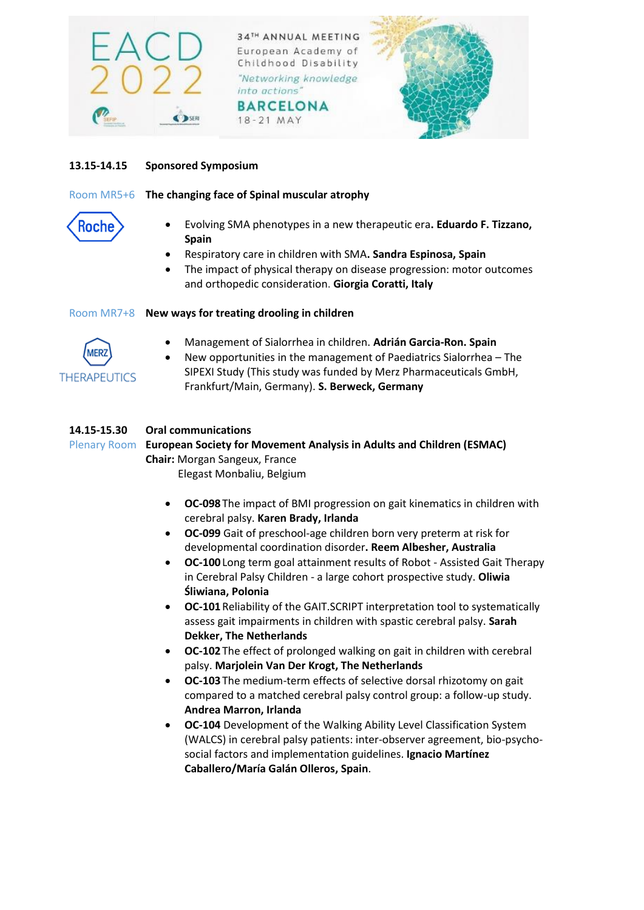**13.15-14.15 Sponsored Symposium**

Room MR5+6 **The changing face of Spinal muscular atrophy**

Roche

- Evolving SMA phenotypes in a new therapeutic era**. Eduardo F. Tizzano, Spain**
- Respiratory care in children with SMA**. Sandra Espinosa, Spain**
- The impact of physical therapy on disease progression: motor outcomes and orthopedic consideration. **Giorgia Coratti, Italy**

Room MR7+8 **New ways for treating drooling in children**

MERZ THERAPEUTICS

- Management of Sialorrhea in children. **Adrián Garcia-Ron. Spain**
- New opportunities in the management of Paediatrics Sialorrhea – The SIPEXI Study (This study was funded by Merz Pharmaceuticals GmbH, Frankfurt/Main, Germany). **S. Berweck, Germany**

**14.15-15.30 Oral communications**

Plenary Room **European Society for Movement Analysis in Adults and Children (ESMAC)**

**Chair:** Morgan Sangeux, France
Elegast Monbaliu, Belgium

- **OC-098** The impact of BMI progression on gait kinematics in children with cerebral palsy. **Karen Brady, Irlanda**
- **OC-099** Gait of preschool-age children born very preterm at risk for developmental coordination disorder**. Reem Albesher, Australia**
- **OC-100** Long term goal attainment results of Robot - Assisted Gait Therapy in Cerebral Palsy Children - a large cohort prospective study. **Oliwia Śliwiana, Polonia**
- **OC-101** Reliability of the GAIT.SCRIPT interpretation tool to systematically assess gait impairments in children with spastic cerebral palsy. **Sarah Dekker, The Netherlands**
- **OC-102** The effect of prolonged walking on gait in children with cerebral palsy. **Marjolein Van Der Krogt, The Netherlands**
- **OC-103** The medium-term effects of selective dorsal rhizotomy on gait compared to a matched cerebral palsy control group: a follow-up study. **Andrea Marron, Irlanda**
- **OC-104** Development of the Walking Ability Level Classification System (WALCS) in cerebral palsy patients: inter-observer agreement, bio-psycho-social factors and implementation guidelines. **Ignacio Martínez Caballero/María Galán Olleros, Spain**.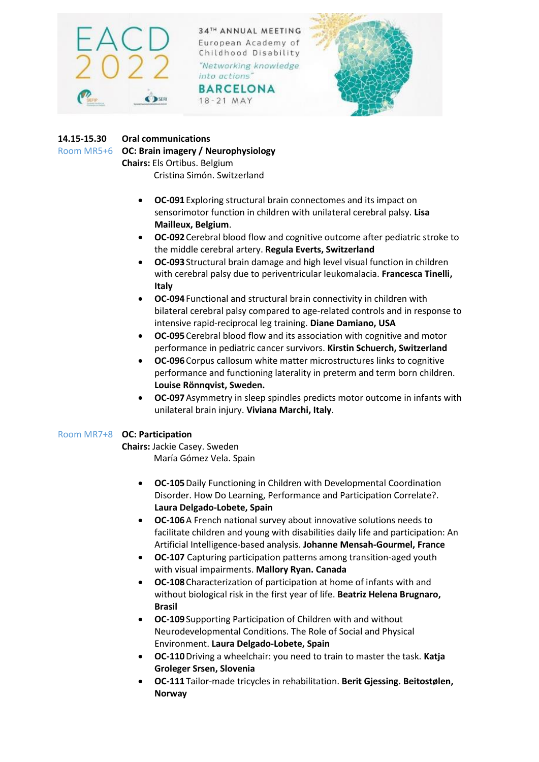**14.15-15.30 Oral communications**

Room MR5+6 **OC: Brain imagery / Neurophysiology**

**Chairs:** Els Ortibus. Belgium
Cristina Simón. Switzerland

- **OC-091** Exploring structural brain connectomes and its impact on sensorimotor function in children with unilateral cerebral palsy. **Lisa Mailleux, Belgium**.
- **OC-092** Cerebral blood flow and cognitive outcome after pediatric stroke to the middle cerebral artery. **Regula Everts, Switzerland**
- **OC-093** Structural brain damage and high level visual function in children with cerebral palsy due to periventricular leukomalacia. **Francesca Tinelli, Italy**
- **OC-094** Functional and structural brain connectivity in children with bilateral cerebral palsy compared to age-related controls and in response to intensive rapid-reciprocal leg training. **Diane Damiano, USA**
- **OC-095** Cerebral blood flow and its association with cognitive and motor performance in pediatric cancer survivors. **Kirstin Schuerch, Switzerland**
- **OC-096** Corpus callosum white matter microstructures links to cognitive performance and functioning laterality in preterm and term born children. **Louise Rönnqvist, Sweden.**
- **OC-097** Asymmetry in sleep spindles predicts motor outcome in infants with unilateral brain injury. **Viviana Marchi, Italy**.

Room MR7+8 **OC: Participation**

**Chairs:** Jackie Casey. Sweden
María Gómez Vela. Spain

- **OC-105** Daily Functioning in Children with Developmental Coordination Disorder. How Do Learning, Performance and Participation Correlate?. **Laura Delgado-Lobete, Spain**
- **OC-106** A French national survey about innovative solutions needs to facilitate children and young with disabilities daily life and participation: An Artificial Intelligence-based analysis. **Johanne Mensah-Gourmel, France**
- **OC-107** Capturing participation patterns among transition-aged youth with visual impairments. **Mallory Ryan. Canada**
- **OC-108** Characterization of participation at home of infants with and without biological risk in the first year of life. **Beatriz Helena Brugnaro, Brasil**
- **OC-109** Supporting Participation of Children with and without Neurodevelopmental Conditions. The Role of Social and Physical Environment. **Laura Delgado-Lobete, Spain**
- **OC-110** Driving a wheelchair: you need to train to master the task. **Katja Groleger Srsen, Slovenia**
- **OC-111** Tailor-made tricycles in rehabilitation. **Berit Gjessing. Beitostølen, Norway**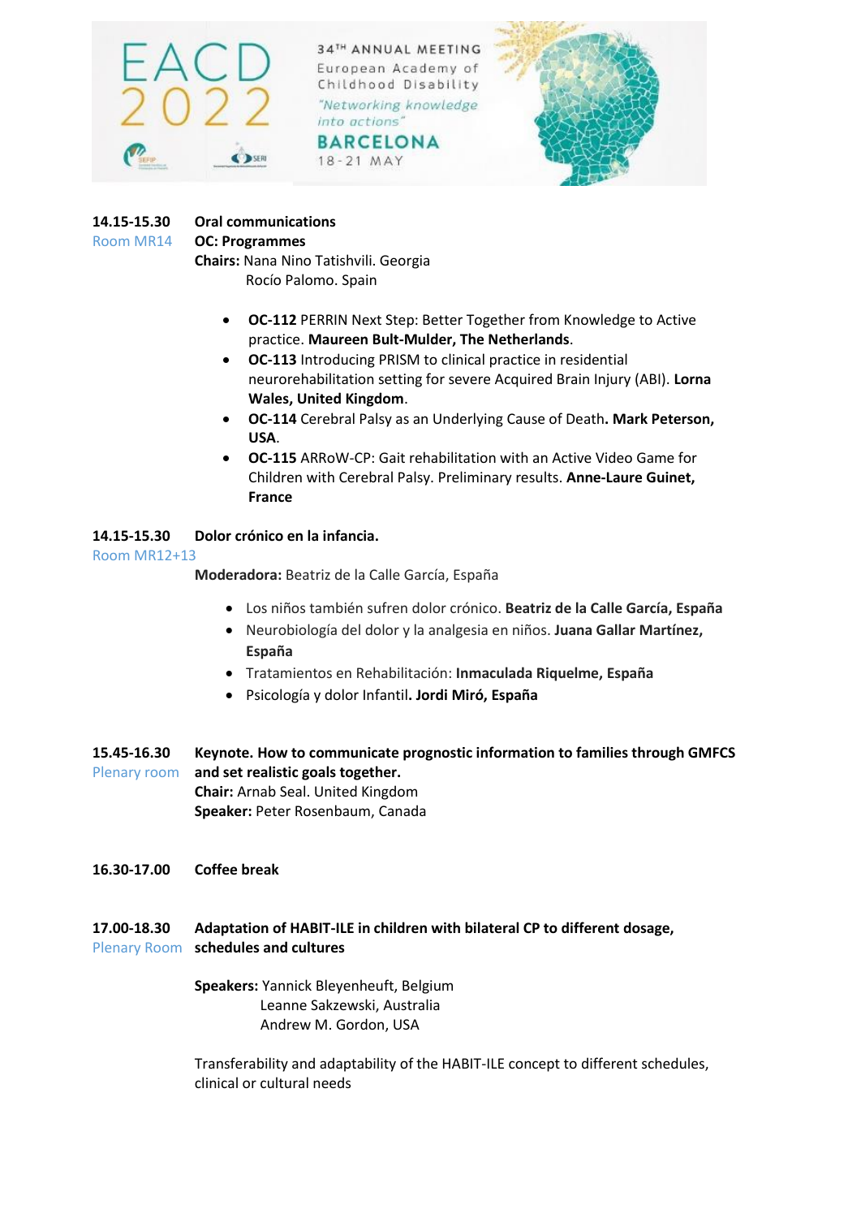**14.15-15.30** **Oral communications**
Room MR14 **OC: Programmes**
**Chairs:** Nana Nino Tatishvili. Georgia
Rocío Palomo. Spain

- **OC-112** PERRIN Next Step: Better Together from Knowledge to Active practice. **Maureen Bult-Mulder, The Netherlands**.
- **OC-113** Introducing PRISM to clinical practice in residential neurorehabilitation setting for severe Acquired Brain Injury (ABI). **Lorna Wales, United Kingdom**.
- **OC-114** Cerebral Palsy as an Underlying Cause of Death**. Mark Peterson, USA**.
- **OC-115** ARRoW-CP: Gait rehabilitation with an Active Video Game for Children with Cerebral Palsy. Preliminary results. **Anne-Laure Guinet, France**

**14.15-15.30** **Dolor crónico en la infancia.**
Room MR12+13

**Moderadora:** Beatriz de la Calle García, España

- Los niños también sufren dolor crónico. **Beatriz de la Calle García, España**
- Neurobiología del dolor y la analgesia en niños. **Juana Gallar Martínez, España**
- Tratamientos en Rehabilitación: **Inmaculada Riquelme, España**
- Psicología y dolor Infantil**. Jordi Miró, España**

**15.45-16.30** **Keynote. How to communicate prognostic information to families through GMFCS**
Plenary room **and set realistic goals together.**
**Chair:** Arnab Seal. United Kingdom
**Speaker:** Peter Rosenbaum, Canada

**16.30-17.00** **Coffee break**

**17.00-18.30** **Adaptation of HABIT-ILE in children with bilateral CP to different dosage,**
Plenary Room **schedules and cultures**

**Speakers:** Yannick Bleyenheuft, Belgium
Leanne Sakzewski, Australia
Andrew M. Gordon, USA

Transferability and adaptability of the HABIT-ILE concept to different schedules, clinical or cultural needs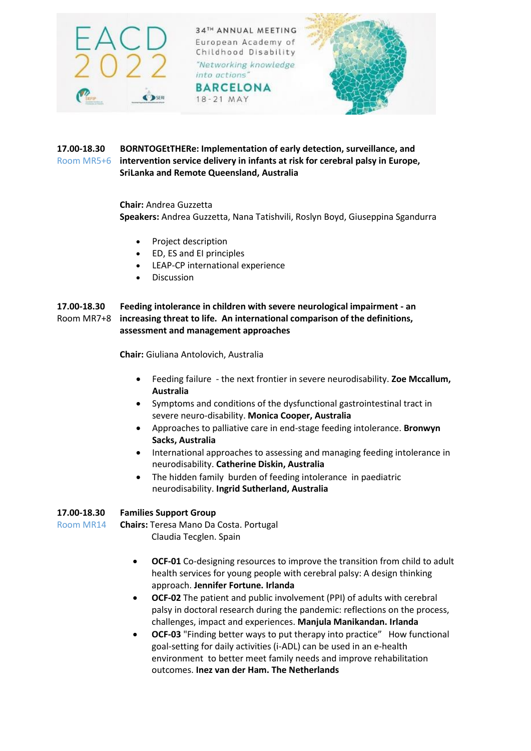**17.00-18.30** **BORNTOGEtTHERe: Implementation of early detection, surveillance, and**
Room MR5+6 **intervention service delivery in infants at risk for cerebral palsy in Europe, SriLanka and Remote Queensland, Australia**

**Chair:** Andrea Guzzetta
**Speakers:** Andrea Guzzetta, Nana Tatishvili, Roslyn Boyd, Giuseppina Sgandurra

- Project description
- ED, ES and EI principles
- LEAP-CP international experience
- Discussion

**17.00-18.30** **Feeding intolerance in children with severe neurological impairment - an**
Room MR7+8 **increasing threat to life. An international comparison of the definitions, assessment and management approaches**

**Chair:** Giuliana Antolovich, Australia

- Feeding failure - the next frontier in severe neurodisability. **Zoe Mccallum, Australia**
- Symptoms and conditions of the dysfunctional gastrointestinal tract in severe neuro-disability. **Monica Cooper, Australia**
- Approaches to palliative care in end-stage feeding intolerance. **Bronwyn Sacks, Australia**
- International approaches to assessing and managing feeding intolerance in neurodisability. **Catherine Diskin, Australia**
- The hidden family burden of feeding intolerance in paediatric neurodisability. **Ingrid Sutherland, Australia**

**17.00-18.30** **Families Support Group**
Room MR14 **Chairs:** Teresa Mano Da Costa. Portugal
Claudia Tecglen. Spain

- **OCF-01** Co-designing resources to improve the transition from child to adult health services for young people with cerebral palsy: A design thinking approach. **Jennifer Fortune. Irlanda**
- **OCF-02** The patient and public involvement (PPI) of adults with cerebral palsy in doctoral research during the pandemic: reflections on the process, challenges, impact and experiences. **Manjula Manikandan. Irlanda**
- **OCF-03** "Finding better ways to put therapy into practice" How functional goal-setting for daily activities (i-ADL) can be used in an e-health environment to better meet family needs and improve rehabilitation outcomes. **Inez van der Ham. The Netherlands**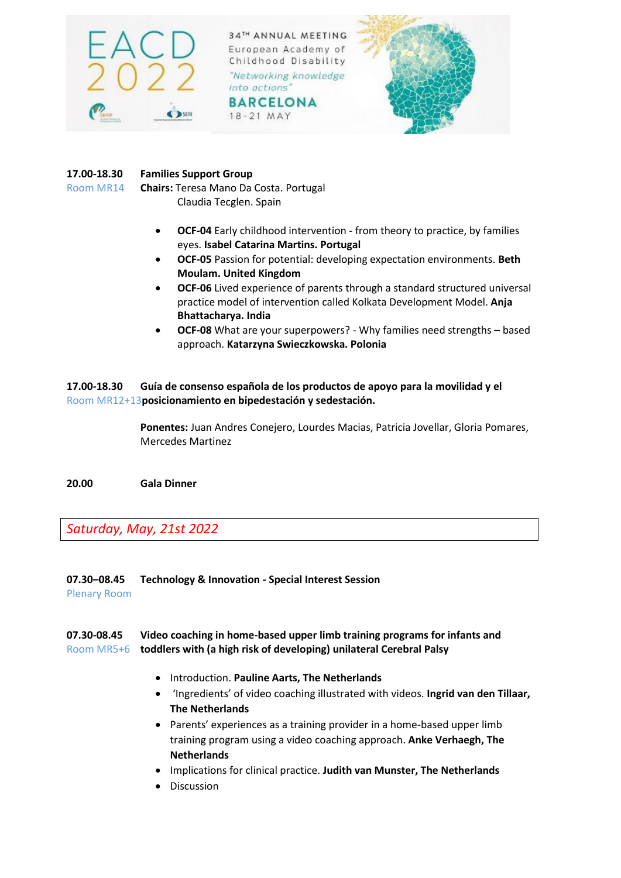**17.00-18.30** **Families Support Group**
Room MR14 **Chairs:** Teresa Mano Da Costa. Portugal
Claudia Tecglen. Spain

- **OCF-04** Early childhood intervention - from theory to practice, by families eyes. **Isabel Catarina Martins. Portugal**
- **OCF-05** Passion for potential: developing expectation environments. **Beth Moulam. United Kingdom**
- **OCF-06** Lived experience of parents through a standard structured universal practice model of intervention called Kolkata Development Model. **Anja Bhattacharya. India**
- **OCF-08** What are your superpowers? - Why families need strengths – based approach. **Katarzyna Swieczkowska. Polonia**

**17.00-18.30** **Guía de consenso española de los productos de apoyo para la movilidad y el posicionamiento en bipedestación y sedestación.**
Room MR12+13

**Ponentes:** Juan Andres Conejero, Lourdes Macias, Patricia Jovellar, Gloria Pomares, Mercedes Martinez

**20.00** **Gala Dinner**

## *Saturday, May, 21st 2022*

**07.30–08.45** **Technology & Innovation - Special Interest Session**
Plenary Room

**07.30-08.45** **Video coaching in home-based upper limb training programs for infants and toddlers with (a high risk of developing) unilateral Cerebral Palsy**
Room MR5+6

- Introduction. **Pauline Aarts, The Netherlands**
- 'Ingredients' of video coaching illustrated with videos. **Ingrid van den Tillaar, The Netherlands**
- Parents' experiences as a training provider in a home-based upper limb training program using a video coaching approach. **Anke Verhaegh, The Netherlands**
- Implications for clinical practice. **Judith van Munster, The Netherlands**
- Discussion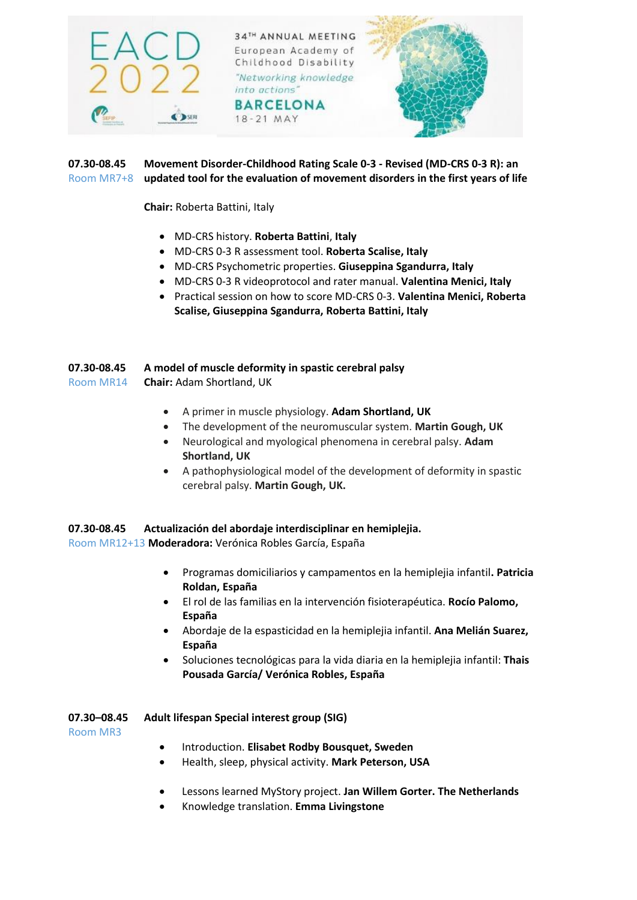**07.30-08.45** **Movement Disorder-Childhood Rating Scale 0-3 - Revised (MD-CRS 0-3 R): an updated tool for the evaluation of movement disorders in the first years of life**
Room MR7+8

**Chair:** Roberta Battini, Italy

- MD-CRS history. **Roberta Battini**, **Italy**
- MD-CRS 0-3 R assessment tool. **Roberta Scalise, Italy**
- MD-CRS Psychometric properties. **Giuseppina Sgandurra, Italy**
- MD-CRS 0-3 R videoprotocol and rater manual. **Valentina Menici, Italy**
- Practical session on how to score MD-CRS 0-3. **Valentina Menici, Roberta Scalise, Giuseppina Sgandurra, Roberta Battini, Italy**

**07.30-08.45** **A model of muscle deformity in spastic cerebral palsy**
Room MR14
**Chair:** Adam Shortland, UK

- A primer in muscle physiology. **Adam Shortland, UK**
- The development of the neuromuscular system. **Martin Gough, UK**
- Neurological and myological phenomena in cerebral palsy. **Adam Shortland, UK**
- A pathophysiological model of the development of deformity in spastic cerebral palsy. **Martin Gough, UK.**

**07.30-08.45** **Actualización del abordaje interdisciplinar en hemiplejia.**
Room MR12+13 **Moderadora:** Verónica Robles García, España

- Programas domiciliarios y campamentos en la hemiplejia infantil**. Patricia Roldan, España**
- El rol de las familias en la intervención fisioterapéutica. **Rocío Palomo, España**
- Abordaje de la espasticidad en la hemiplejia infantil. **Ana Melián Suarez, España**
- Soluciones tecnológicas para la vida diaria en la hemiplejia infantil: **Thais Pousada García/ Verónica Robles, España**

**07.30–08.45** **Adult lifespan Special interest group (SIG)**
Room MR3

- Introduction. **Elisabet Rodby Bousquet, Sweden**
- Health, sleep, physical activity. **Mark Peterson, USA**
- Lessons learned MyStory project. **Jan Willem Gorter. The Netherlands**
- Knowledge translation. **Emma Livingstone**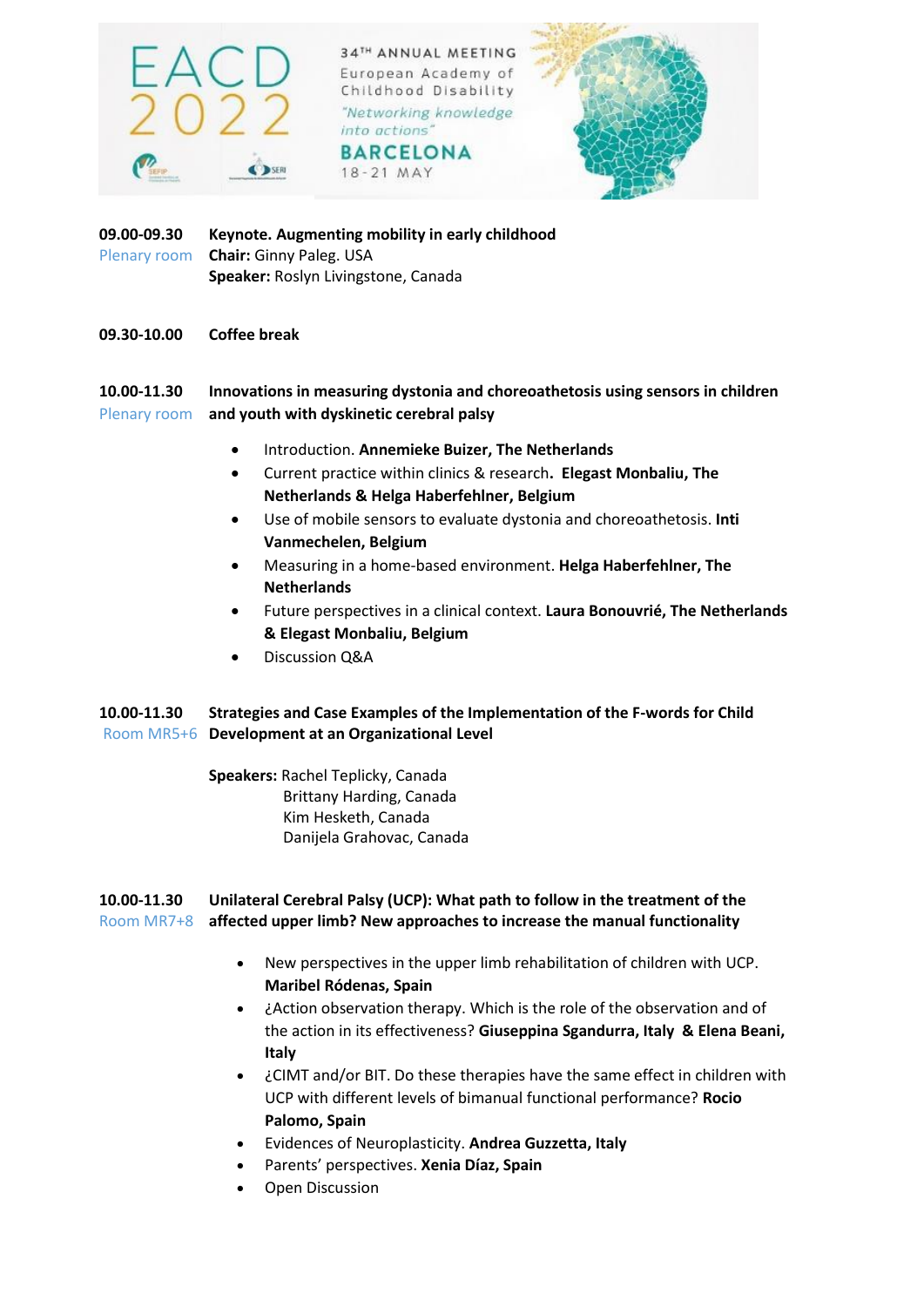EACD 2022

34TH ANNUAL MEETING
European Academy of Childhood Disability
"Networking knowledge into actions"
BARCELONA
18-21 MAY

**09.00-09.30** **Keynote. Augmenting mobility in early childhood**
Plenary room
**Chair:** Ginny Paleg. USA
**Speaker:** Roslyn Livingstone, Canada

**09.30-10.00** **Coffee break**

**10.00-11.30** **Innovations in measuring dystonia and choreoathetosis using sensors in children and youth with dyskinetic cerebral palsy**
Plenary room

- Introduction. **Annemieke Buizer, The Netherlands**
- Current practice within clinics & research**. Elegast Monbaliu, The Netherlands & Helga Haberfehlner, Belgium**
- Use of mobile sensors to evaluate dystonia and choreoathetosis. **Inti Vanmechelen, Belgium**
- Measuring in a home-based environment. **Helga Haberfehlner, The Netherlands**
- Future perspectives in a clinical context. **Laura Bonouvrié, The Netherlands & Elegast Monbaliu, Belgium**
- Discussion Q&A

**10.00-11.30** **Strategies and Case Examples of the Implementation of the F-words for Child Development at an Organizational Level**
Room MR5+6

**Speakers:** Rachel Teplicky, Canada
Brittany Harding, Canada
Kim Hesketh, Canada
Danijela Grahovac, Canada

**10.00-11.30** **Unilateral Cerebral Palsy (UCP): What path to follow in the treatment of the affected upper limb? New approaches to increase the manual functionality**
Room MR7+8

- New perspectives in the upper limb rehabilitation of children with UCP. **Maribel Ródenas, Spain**
- ¿Action observation therapy. Which is the role of the observation and of the action in its effectiveness? **Giuseppina Sgandurra, Italy & Elena Beani, Italy**
- ¿CIMT and/or BIT. Do these therapies have the same effect in children with UCP with different levels of bimanual functional performance? **Rocio Palomo, Spain**
- Evidences of Neuroplasticity. **Andrea Guzzetta, Italy**
- Parents' perspectives. **Xenia Díaz, Spain**
- Open Discussion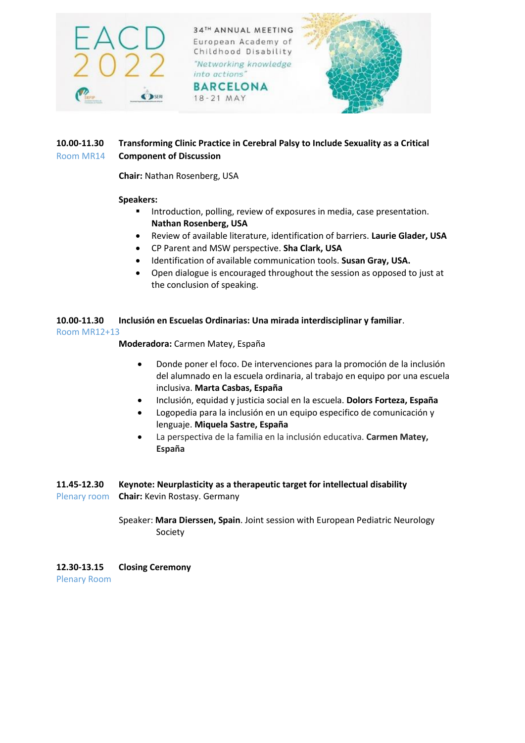**10.00-11.30** **Transforming Clinic Practice in Cerebral Palsy to Include Sexuality as a Critical Component of Discussion**
Room MR14

**Chair:** Nathan Rosenberg, USA

**Speakers:**

- Introduction, polling, review of exposures in media, case presentation. **Nathan Rosenberg, USA**
- Review of available literature, identification of barriers. **Laurie Glader, USA**
- CP Parent and MSW perspective. **Sha Clark, USA**
- Identification of available communication tools. **Susan Gray, USA.**
- Open dialogue is encouraged throughout the session as opposed to just at the conclusion of speaking.

**10.00-11.30** **Inclusión en Escuelas Ordinarias: Una mirada interdisciplinar y familiar**.
Room MR12+13

**Moderadora:** Carmen Matey, España

- Donde poner el foco. De intervenciones para la promoción de la inclusión del alumnado en la escuela ordinaria, al trabajo en equipo por una escuela inclusiva. **Marta Casbas, España**
- Inclusión, equidad y justicia social en la escuela. **Dolors Forteza, España**
- Logopedia para la inclusión en un equipo especifico de comunicación y lenguaje. **Miquela Sastre, España**
- La perspectiva de la familia en la inclusión educativa. **Carmen Matey, España**

**11.45-12.30** **Keynote: Neurplasticity as a therapeutic target for intellectual disability**
Plenary room
**Chair:** Kevin Rostasy. Germany

Speaker: **Mara Dierssen, Spain**. Joint session with European Pediatric Neurology Society

**12.30-13.15** **Closing Ceremony**
Plenary Room